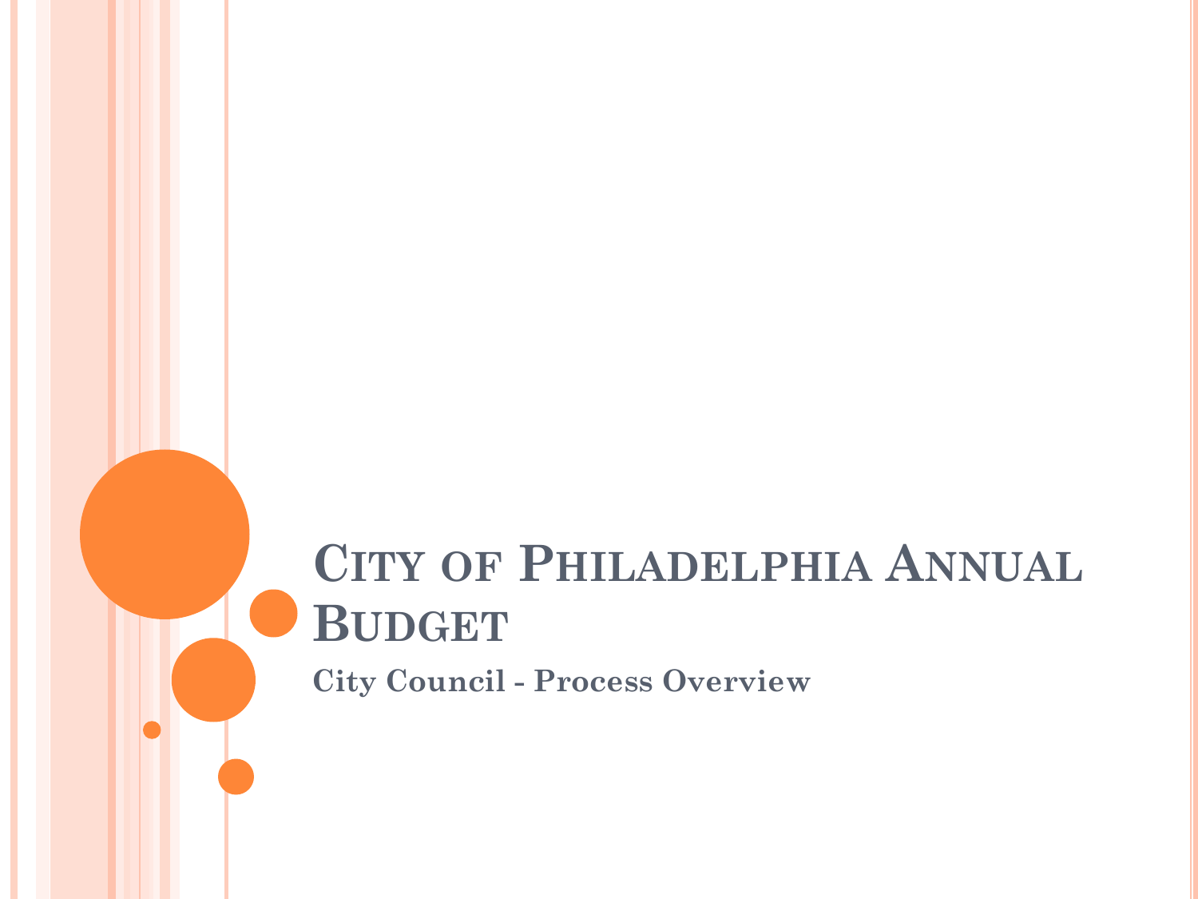# City of Philadelphia Annual Budget

**City Council - Process Overview**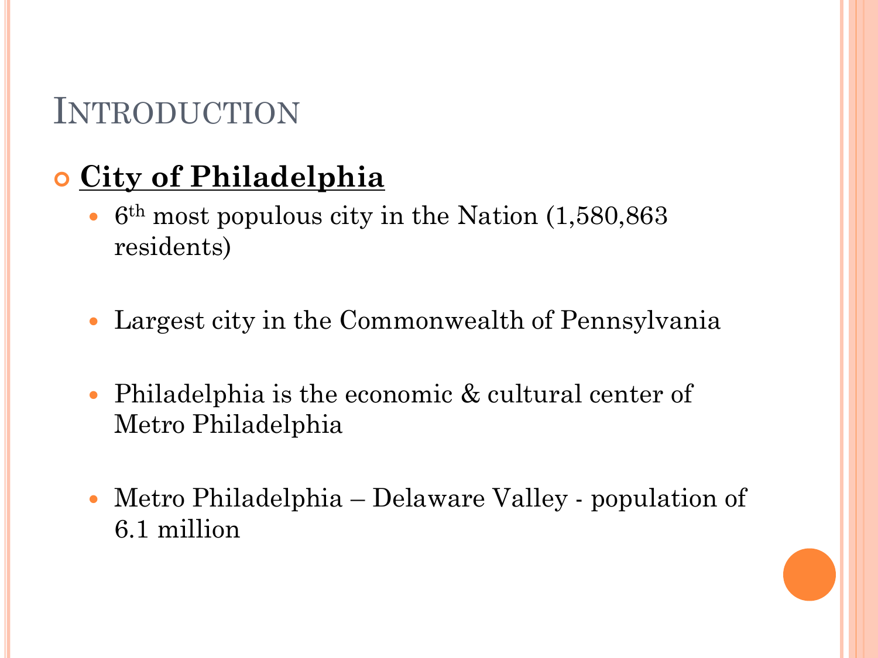# Introduction

- **City of Philadelphia**
  - 6$^{th}$ most populous city in the Nation (1,580,863 residents)
  - Largest city in the Commonwealth of Pennsylvania
  - Philadelphia is the economic & cultural center of Metro Philadelphia
  - Metro Philadelphia – Delaware Valley - population of 6.1 million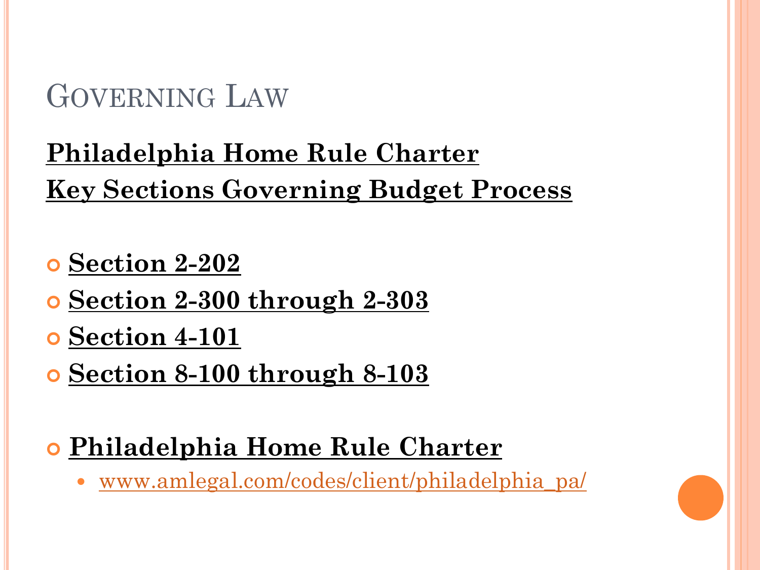# Governing Law

**Philadelphia Home Rule Charter**
**Key Sections Governing Budget Process**

- **Section 2-202**
- **Section 2-300 through 2-303**
- **Section 4-101**
- **Section 8-100 through 8-103**

- **Philadelphia Home Rule Charter**
  - www.amlegal.com/codes/client/philadelphia_pa/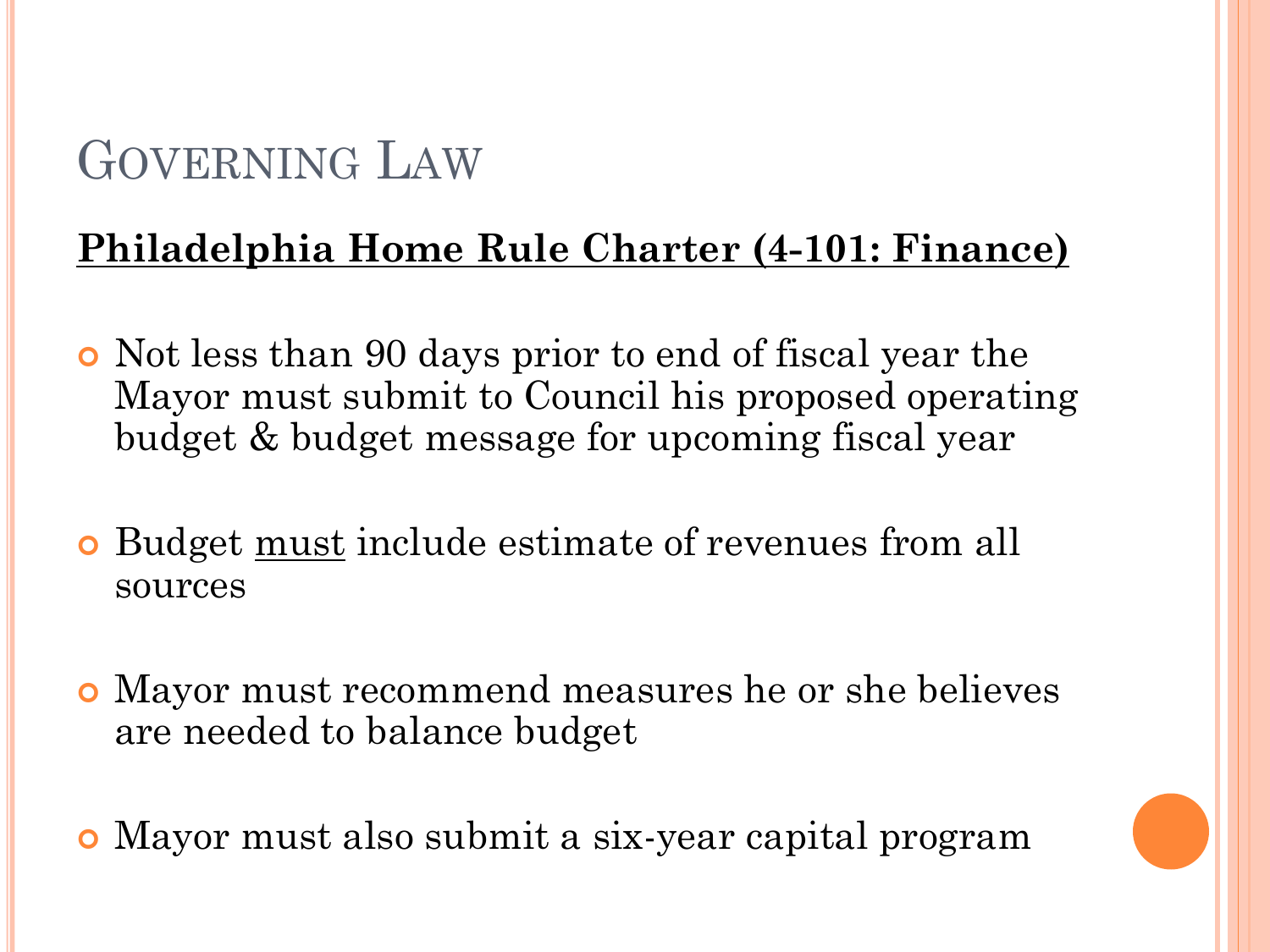# Governing Law

**<u>Philadelphia Home Rule Charter (4-101: Finance)</u>**

- Not less than 90 days prior to end of fiscal year the Mayor must submit to Council his proposed operating budget & budget message for upcoming fiscal year

- Budget <u>must</u> include estimate of revenues from all sources

- Mayor must recommend measures he or she believes are needed to balance budget

- Mayor must also submit a six-year capital program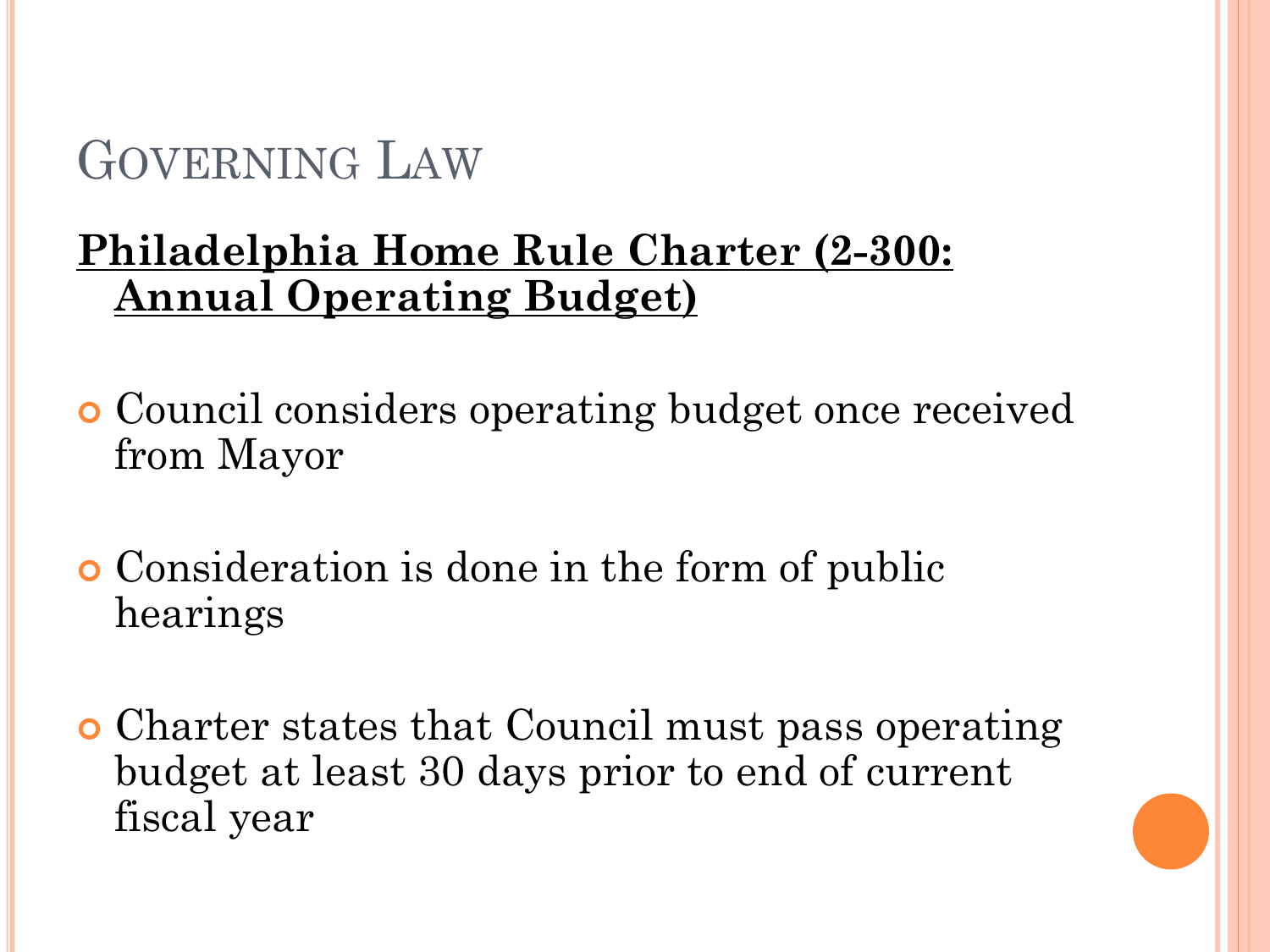# Governing Law

**Philadelphia Home Rule Charter (2-300: Annual Operating Budget)**

- Council considers operating budget once received from Mayor
- Consideration is done in the form of public hearings
- Charter states that Council must pass operating budget at least 30 days prior to end of current fiscal year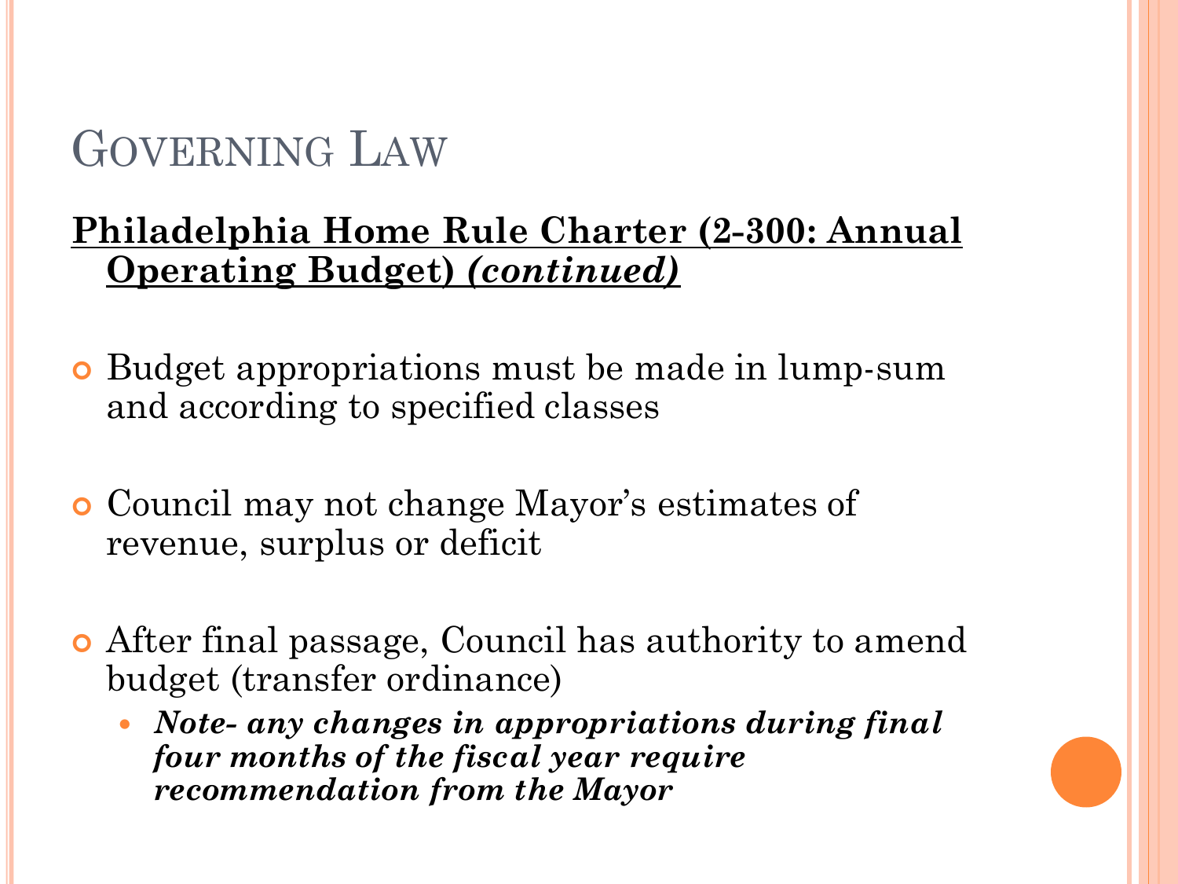# Governing Law

**Philadelphia Home Rule Charter (2-300: Annual Operating Budget) *(continued)***

- Budget appropriations must be made in lump-sum and according to specified classes
- Council may not change Mayor's estimates of revenue, surplus or deficit
- After final passage, Council has authority to amend budget (transfer ordinance)
  - ***Note- any changes in appropriations during final four months of the fiscal year require recommendation from the Mayor***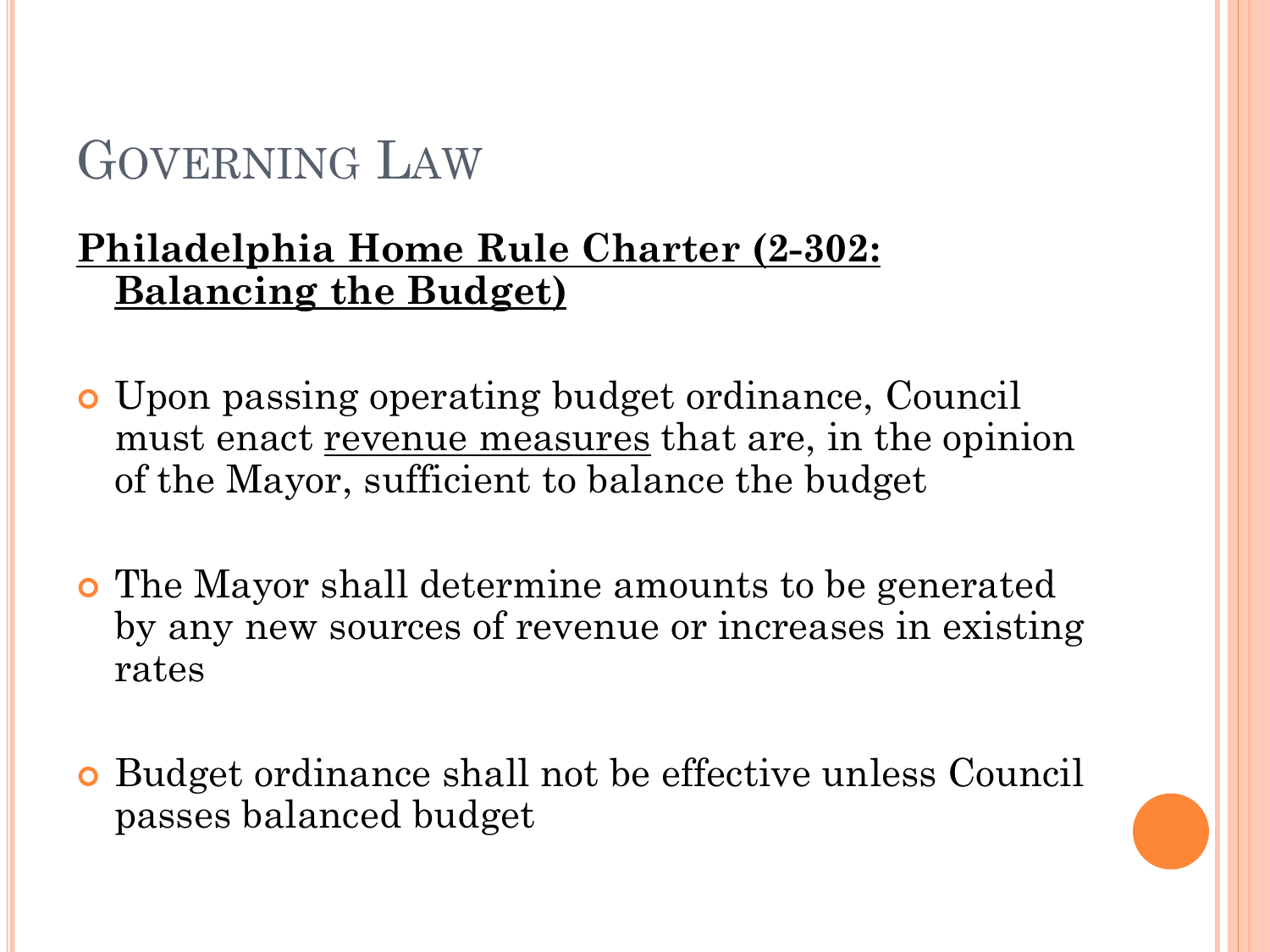# Governing Law

**Philadelphia Home Rule Charter (2-302: Balancing the Budget)**

- Upon passing operating budget ordinance, Council must enact revenue measures that are, in the opinion of the Mayor, sufficient to balance the budget
- The Mayor shall determine amounts to be generated by any new sources of revenue or increases in existing rates
- Budget ordinance shall not be effective unless Council passes balanced budget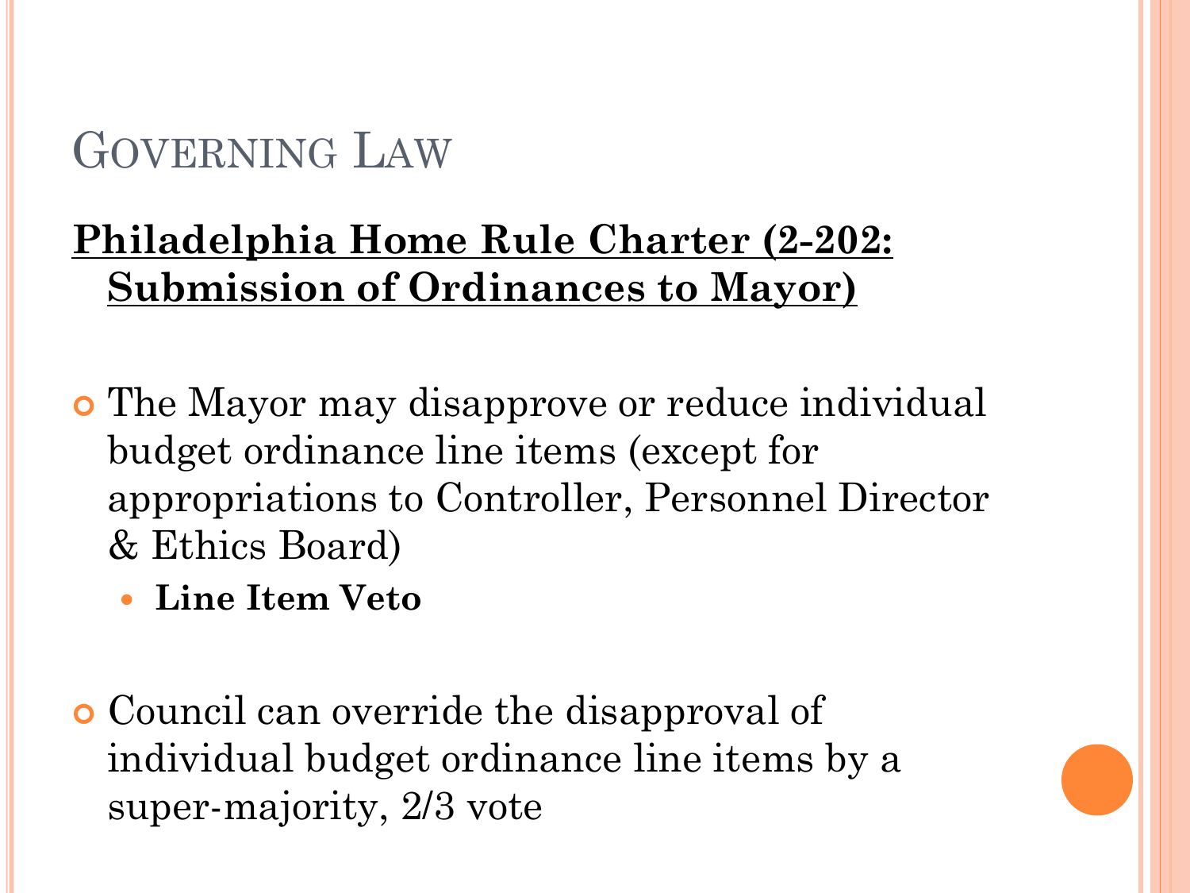# Governing Law

**Philadelphia Home Rule Charter (2-202: Submission of Ordinances to Mayor)**

- The Mayor may disapprove or reduce individual budget ordinance line items (except for appropriations to Controller, Personnel Director & Ethics Board)
  - **Line Item Veto**

- Council can override the disapproval of individual budget ordinance line items by a super-majority, 2/3 vote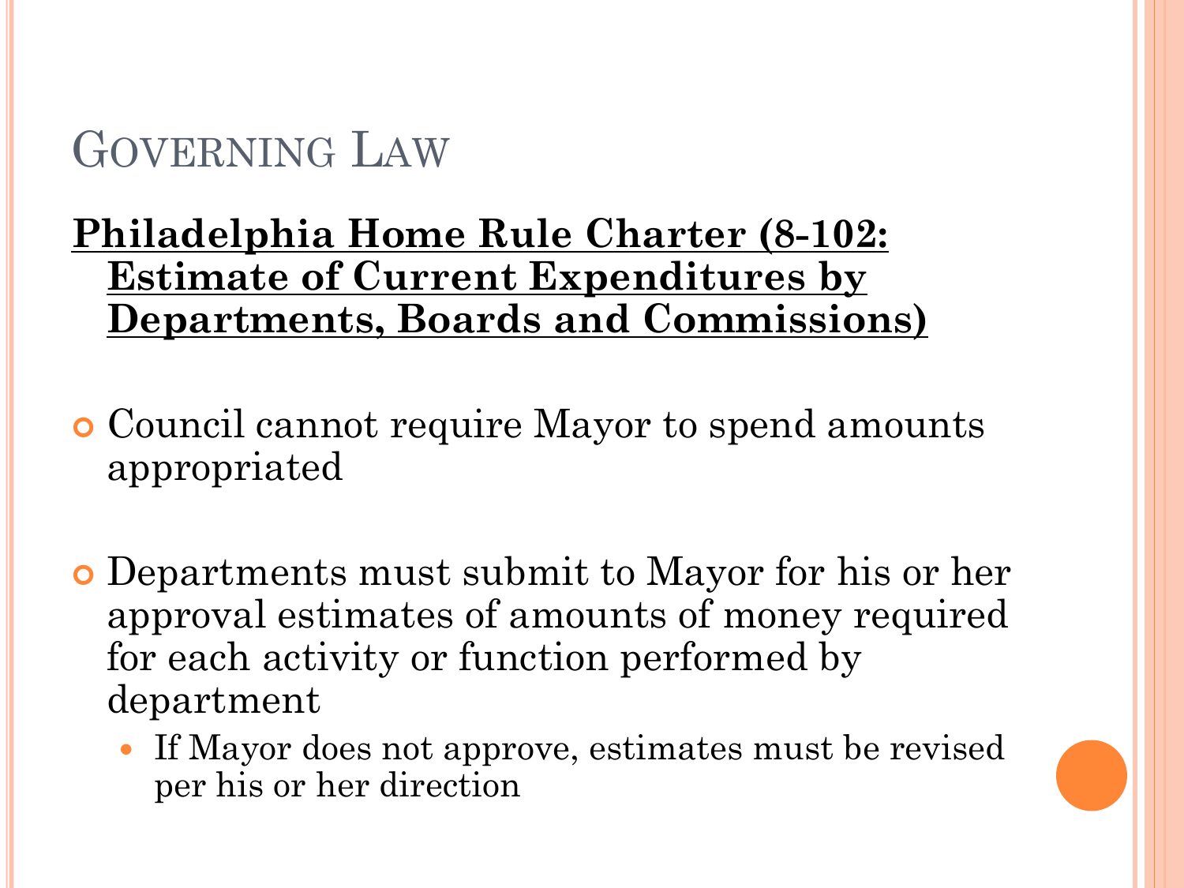# Governing Law

**Philadelphia Home Rule Charter (8-102: Estimate of Current Expenditures by Departments, Boards and Commissions)**

- Council cannot require Mayor to spend amounts appropriated
- Departments must submit to Mayor for his or her approval estimates of amounts of money required for each activity or function performed by department
  - If Mayor does not approve, estimates must be revised per his or her direction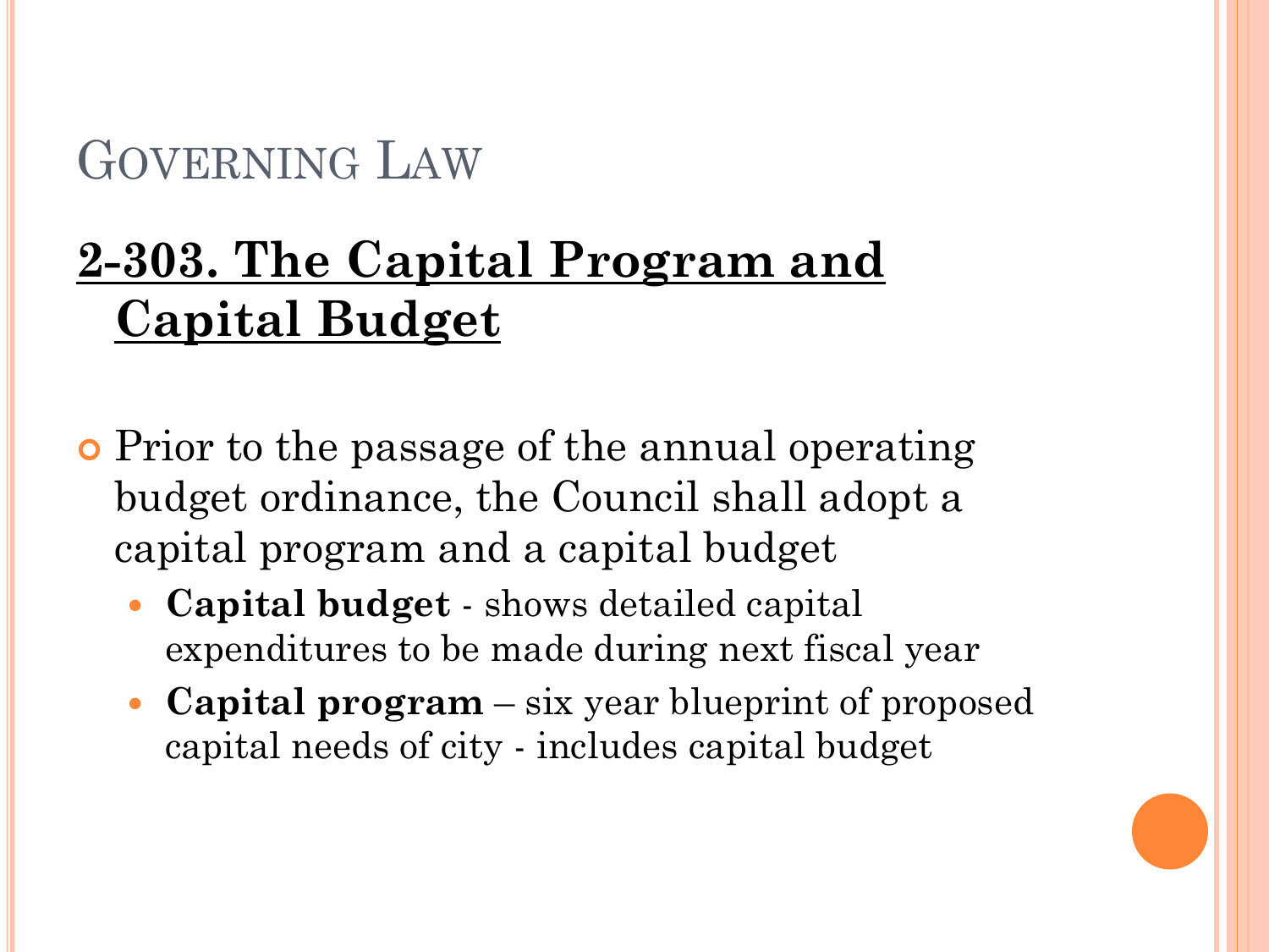# Governing Law

## 2-303. The Capital Program and Capital Budget

- Prior to the passage of the annual operating budget ordinance, the Council shall adopt a capital program and a capital budget
  - **Capital budget** - shows detailed capital expenditures to be made during next fiscal year
  - **Capital program** – six year blueprint of proposed capital needs of city - includes capital budget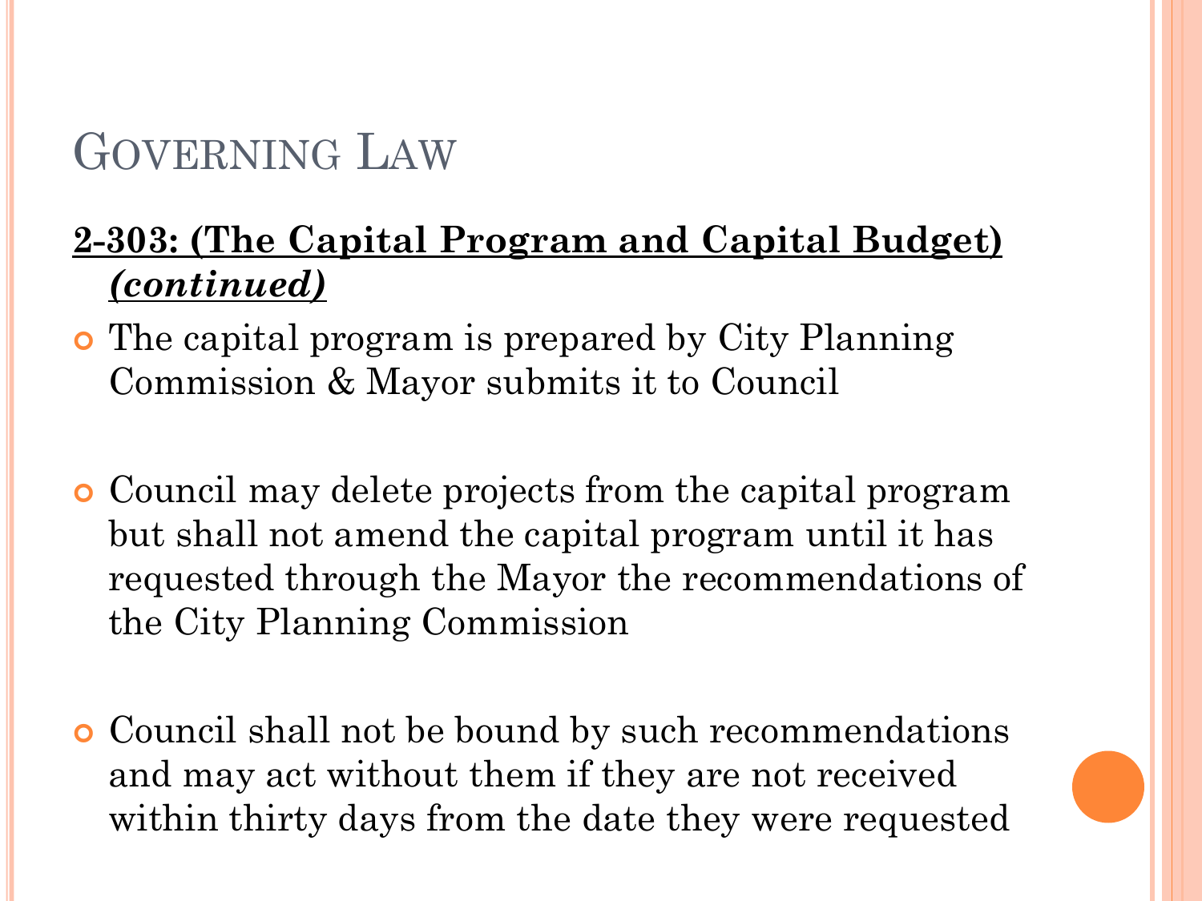# Governing Law

**2-303: (The Capital Program and Capital Budget) *(continued)***

- The capital program is prepared by City Planning Commission & Mayor submits it to Council
- Council may delete projects from the capital program but shall not amend the capital program until it has requested through the Mayor the recommendations of the City Planning Commission
- Council shall not be bound by such recommendations and may act without them if they are not received within thirty days from the date they were requested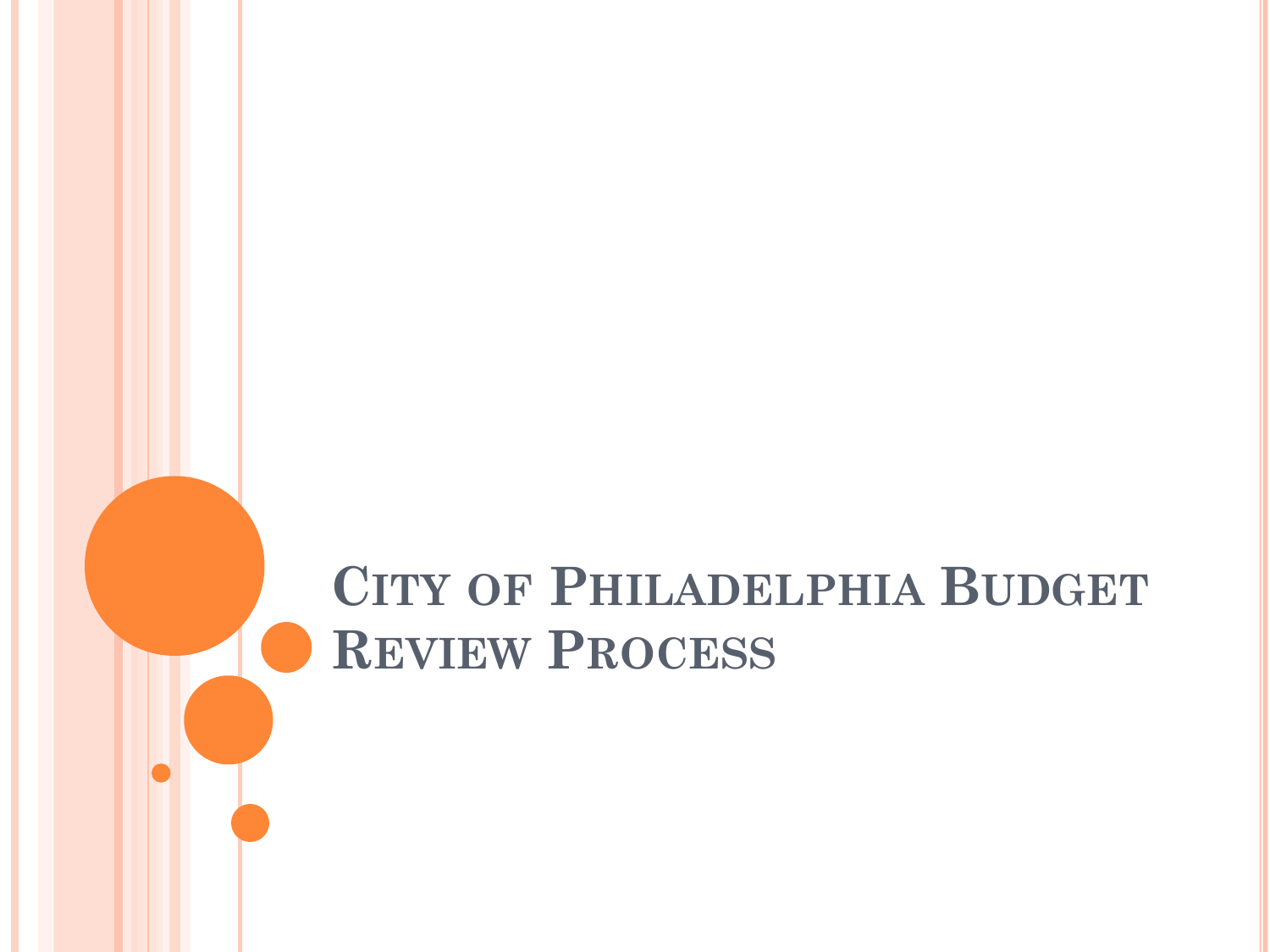# City of Philadelphia Budget Review Process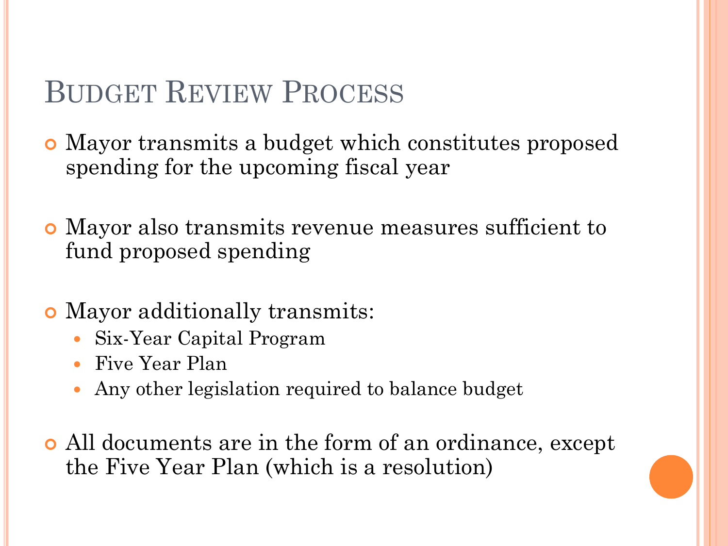# Budget Review Process

- Mayor transmits a budget which constitutes proposed spending for the upcoming fiscal year

- Mayor also transmits revenue measures sufficient to fund proposed spending

- Mayor additionally transmits:
  - Six-Year Capital Program
  - Five Year Plan
  - Any other legislation required to balance budget

- All documents are in the form of an ordinance, except the Five Year Plan (which is a resolution)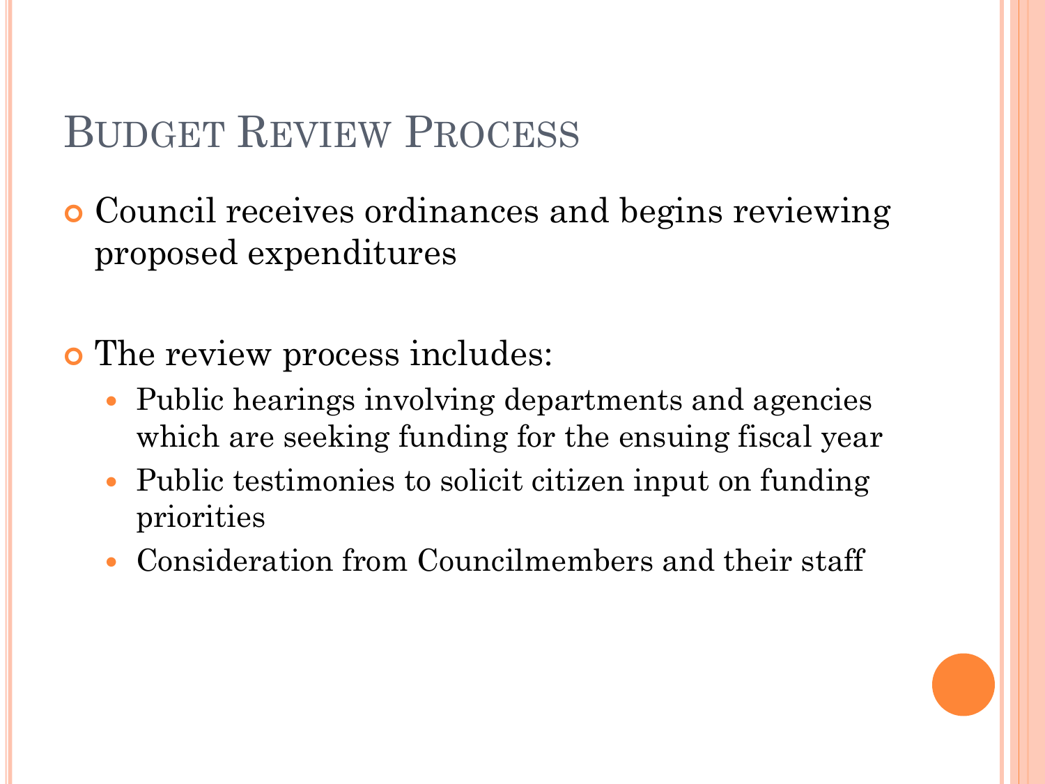# Budget Review Process

- Council receives ordinances and begins reviewing proposed expenditures

- The review process includes:
  - Public hearings involving departments and agencies which are seeking funding for the ensuing fiscal year
  - Public testimonies to solicit citizen input on funding priorities
  - Consideration from Councilmembers and their staff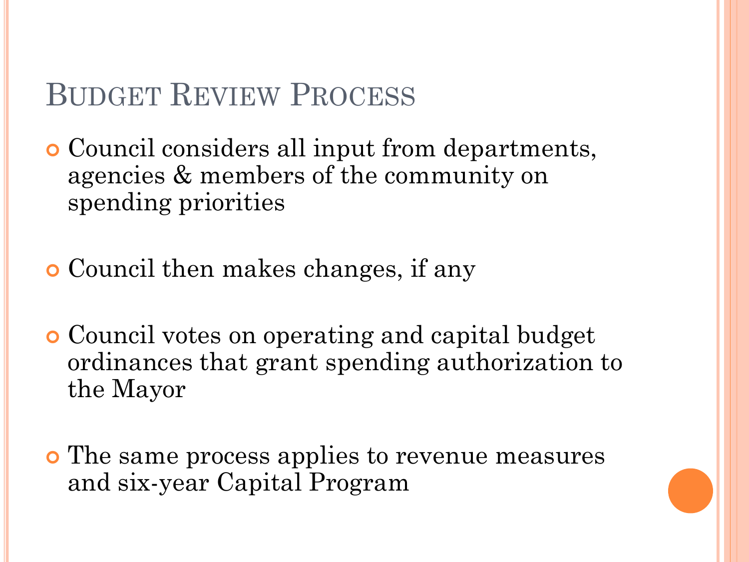# Budget Review Process

- Council considers all input from departments, agencies & members of the community on spending priorities
- Council then makes changes, if any
- Council votes on operating and capital budget ordinances that grant spending authorization to the Mayor
- The same process applies to revenue measures and six-year Capital Program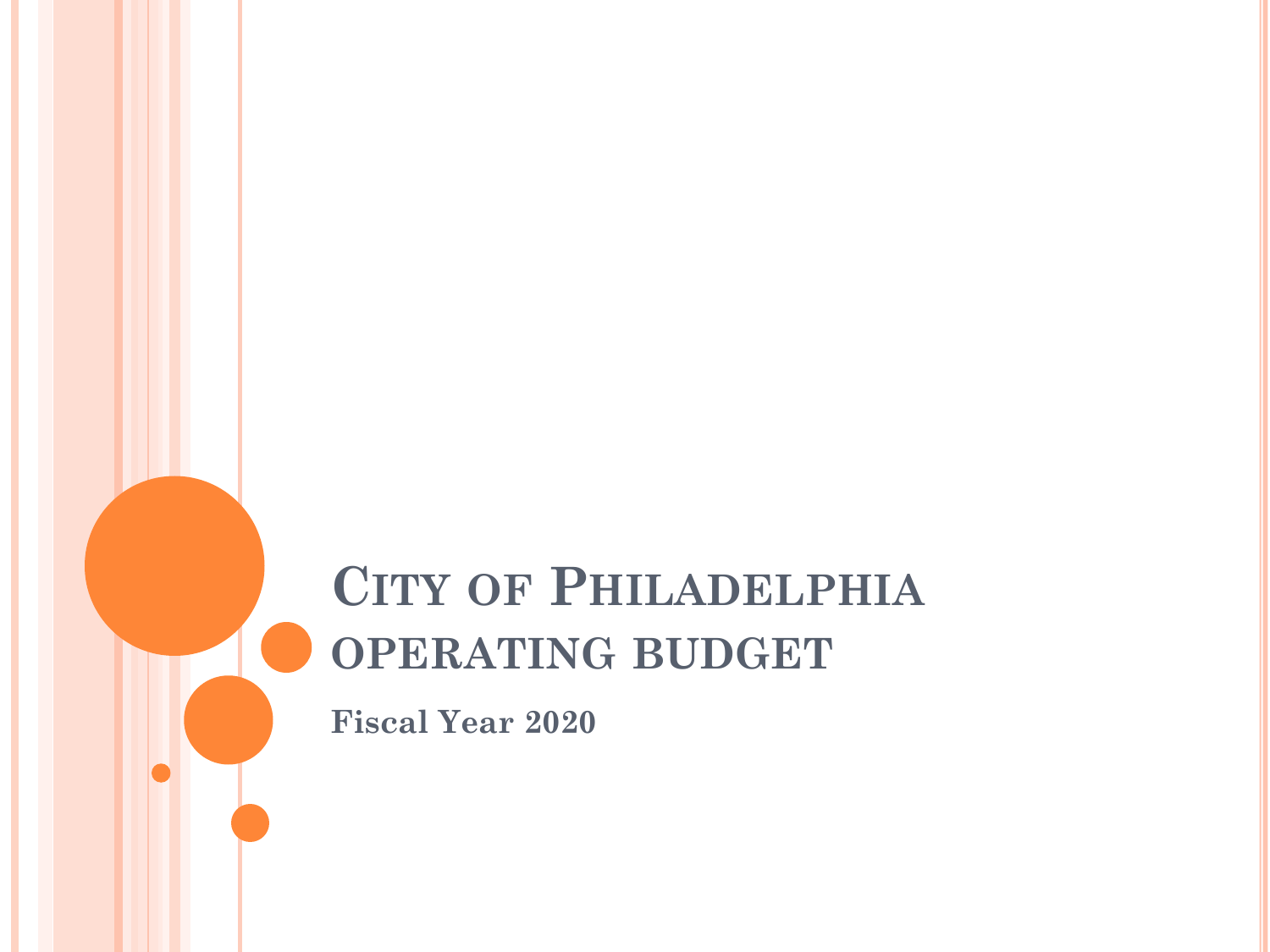# City of Philadelphia operating budget

**Fiscal Year 2020**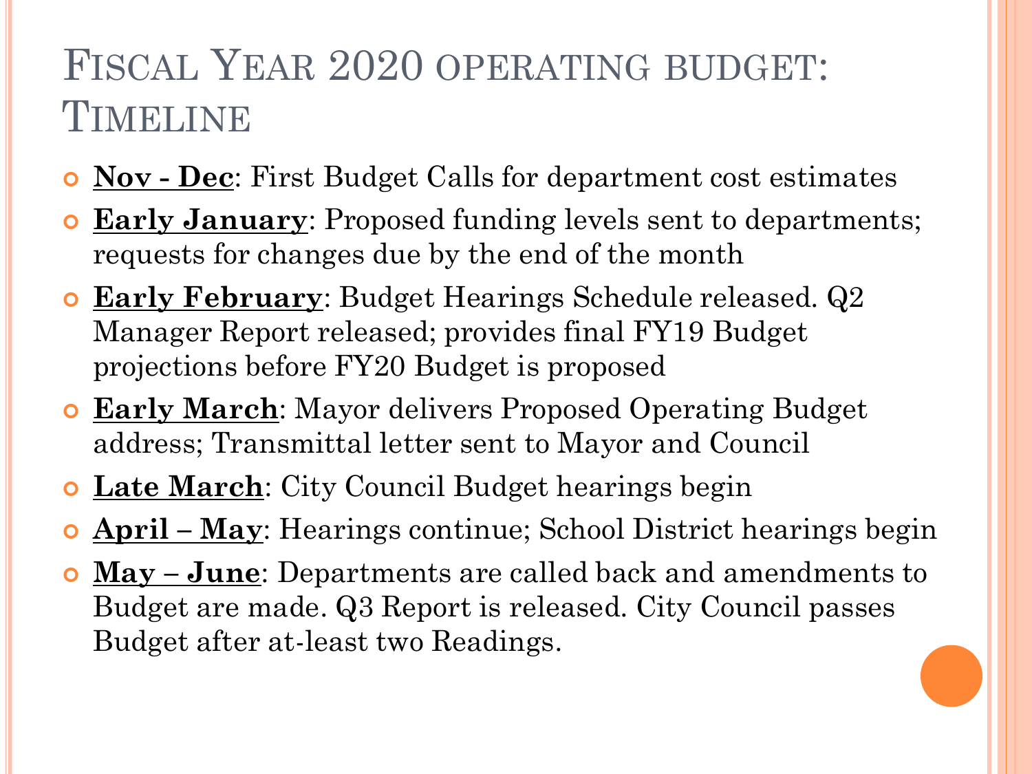# Fiscal Year 2020 operating budget: Timeline

- **Nov - Dec**: First Budget Calls for department cost estimates
- **Early January**: Proposed funding levels sent to departments; requests for changes due by the end of the month
- **Early February**: Budget Hearings Schedule released. Q2 Manager Report released; provides final FY19 Budget projections before FY20 Budget is proposed
- **Early March**: Mayor delivers Proposed Operating Budget address; Transmittal letter sent to Mayor and Council
- **Late March**: City Council Budget hearings begin
- **April – May**: Hearings continue; School District hearings begin
- **May – June**: Departments are called back and amendments to Budget are made. Q3 Report is released. City Council passes Budget after at-least two Readings.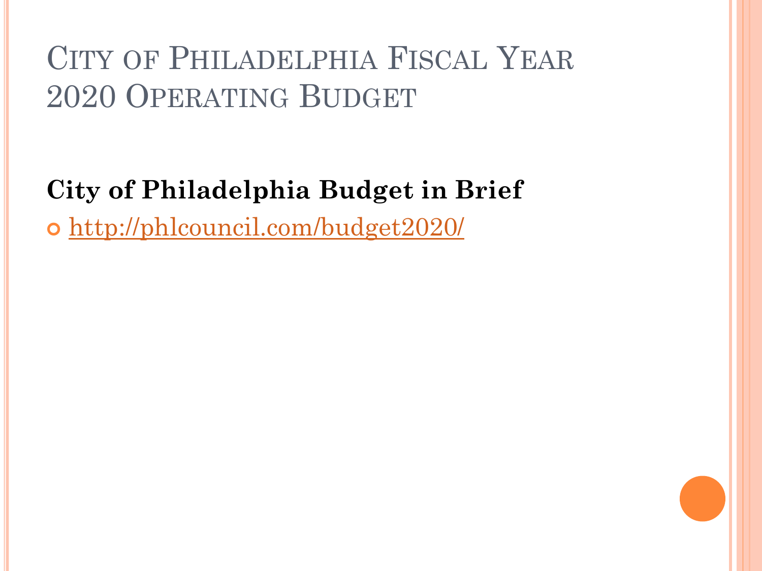# City of Philadelphia Fiscal Year 2020 Operating Budget

**City of Philadelphia Budget in Brief**

- http://phlcouncil.com/budget2020/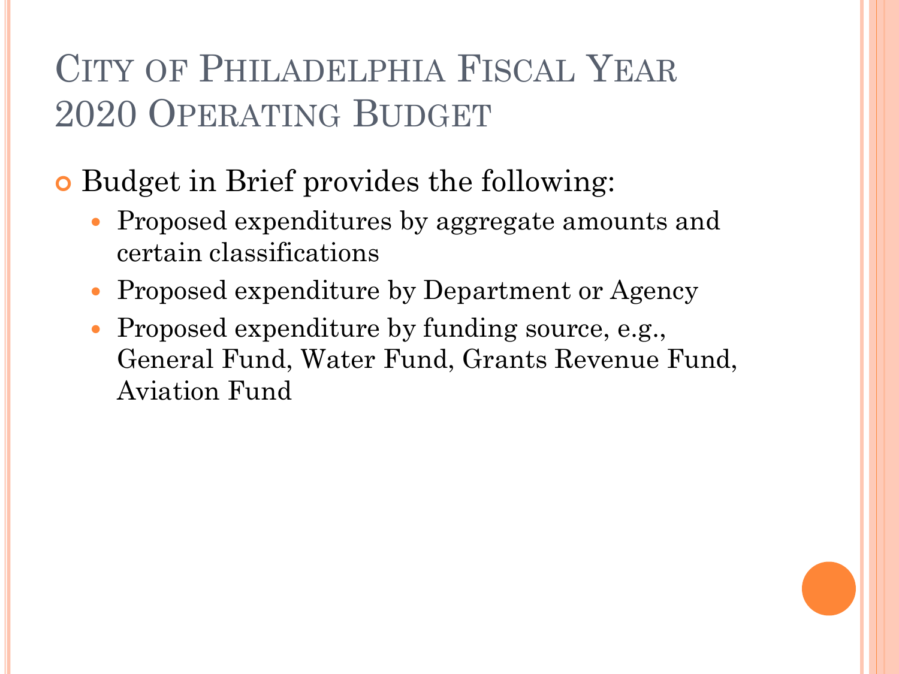# City of Philadelphia Fiscal Year 2020 Operating Budget

- Budget in Brief provides the following:
  - Proposed expenditures by aggregate amounts and certain classifications
  - Proposed expenditure by Department or Agency
  - Proposed expenditure by funding source, e.g., General Fund, Water Fund, Grants Revenue Fund, Aviation Fund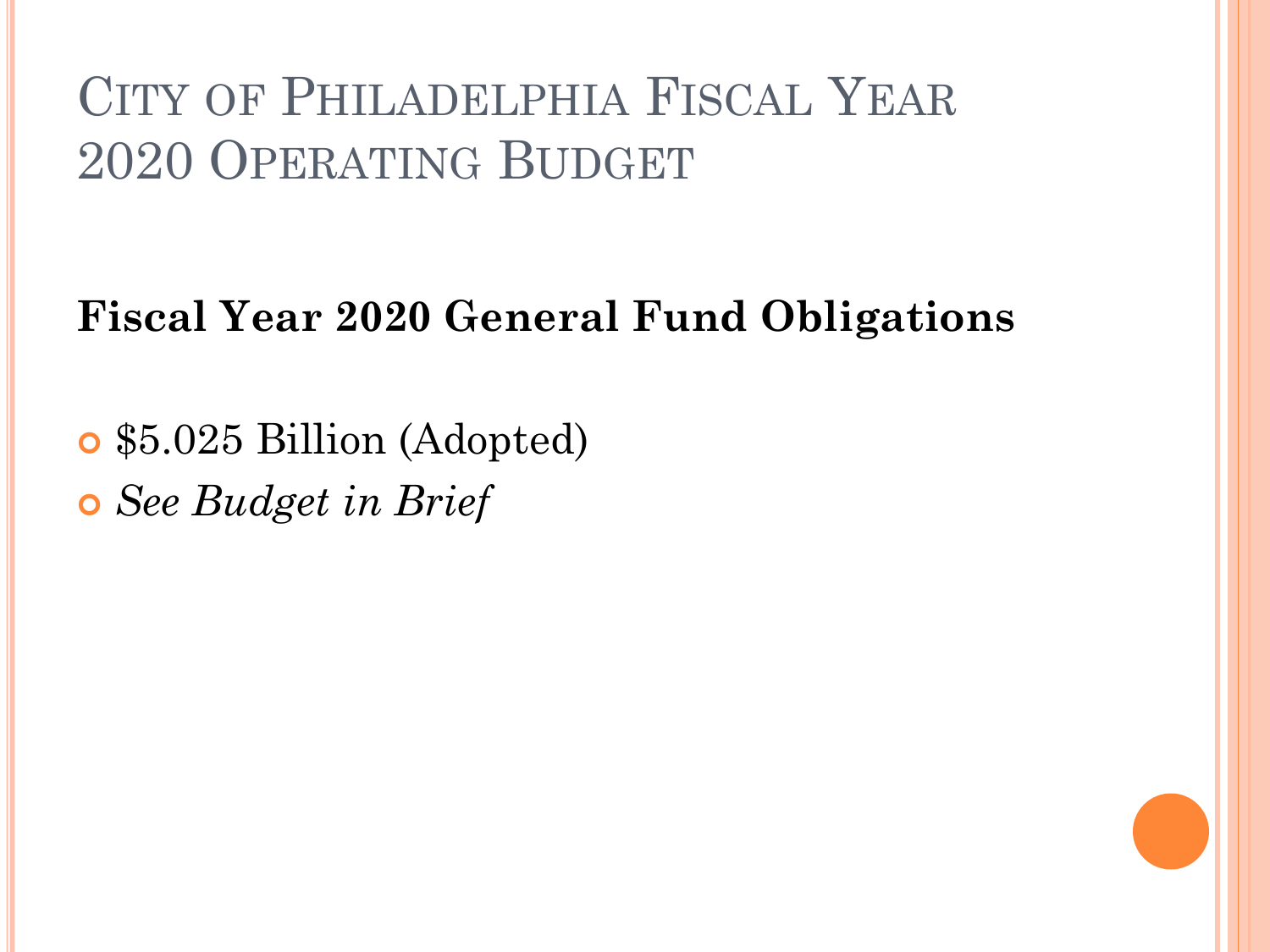# City of Philadelphia Fiscal Year 2020 Operating Budget

**Fiscal Year 2020 General Fund Obligations**

- $5.025 Billion (Adopted)
- *See Budget in Brief*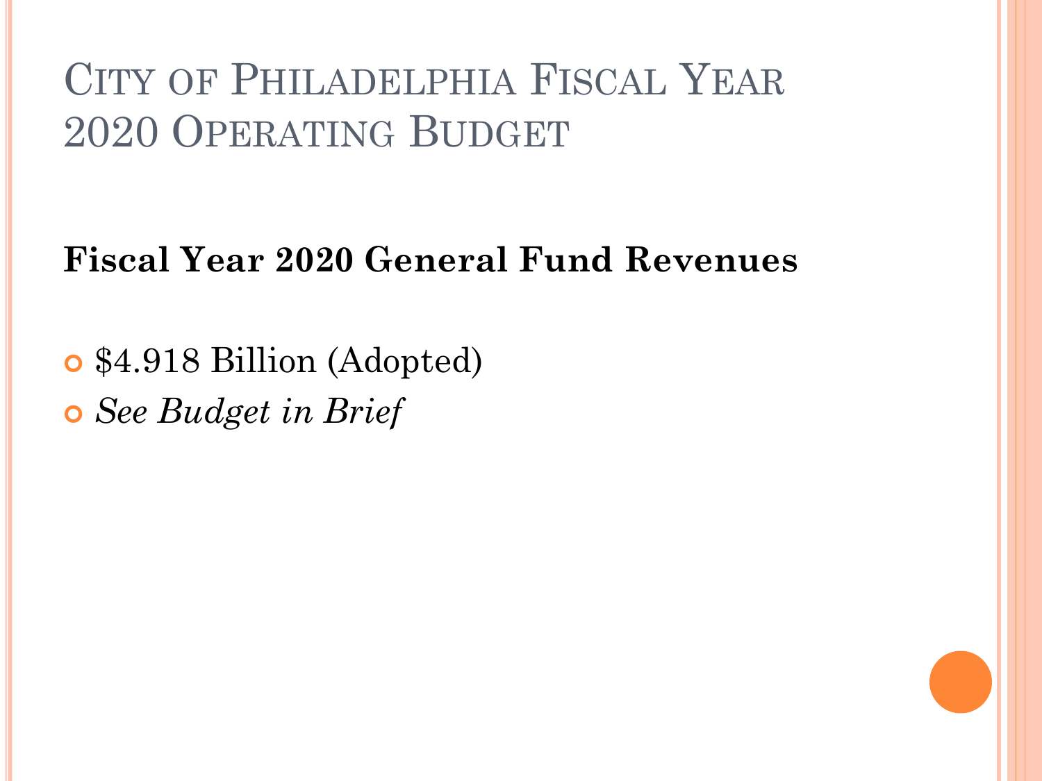# City of Philadelphia Fiscal Year 2020 Operating Budget

**Fiscal Year 2020 General Fund Revenues**

- $4.918 Billion (Adopted)
- *See Budget in Brief*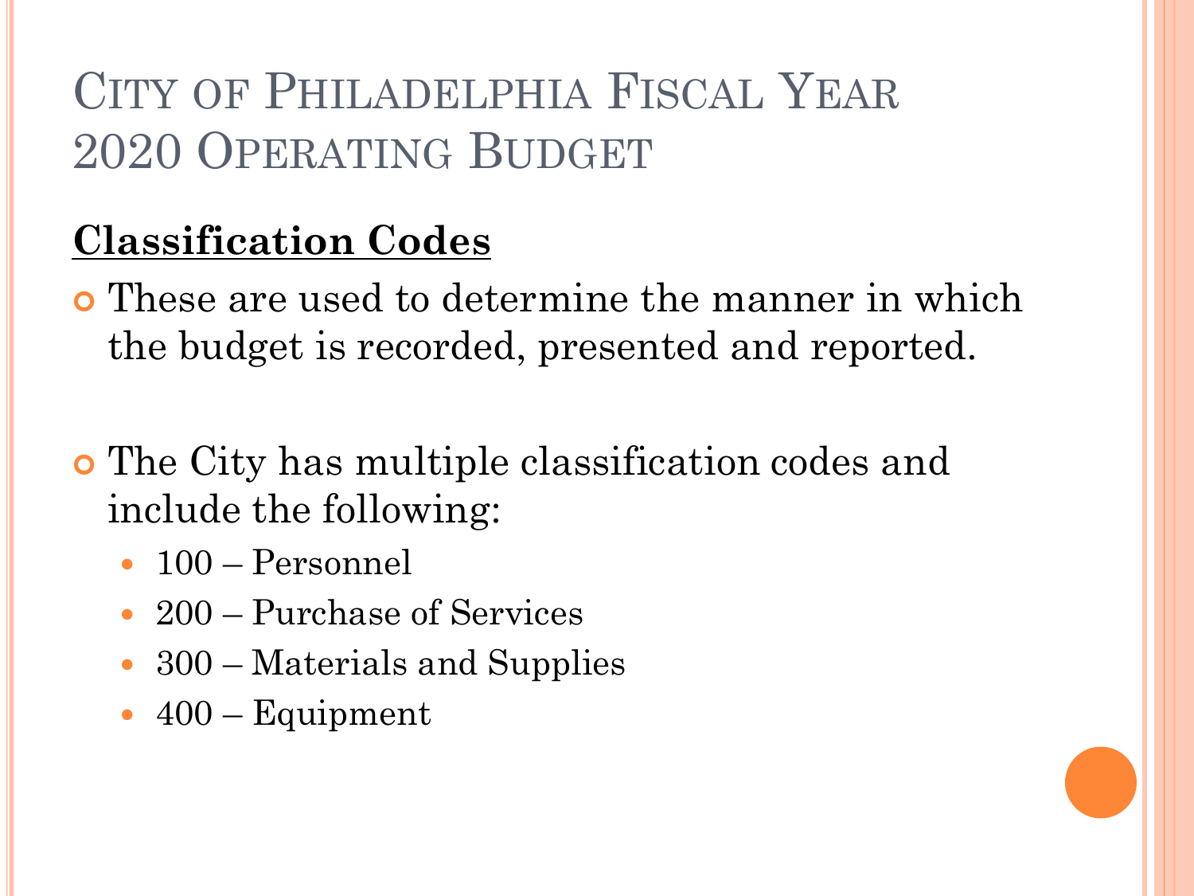# City of Philadelphia Fiscal Year 2020 Operating Budget

**Classification Codes**

- These are used to determine the manner in which the budget is recorded, presented and reported.

- The City has multiple classification codes and include the following:
  - 100 – Personnel
  - 200 – Purchase of Services
  - 300 – Materials and Supplies
  - 400 – Equipment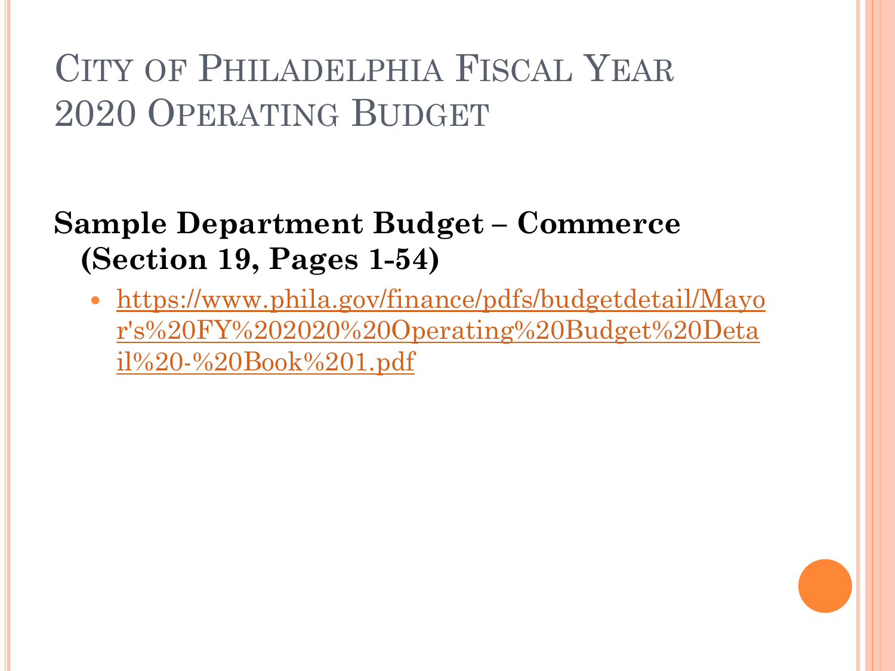# City of Philadelphia Fiscal Year 2020 Operating Budget

**Sample Department Budget – Commerce (Section 19, Pages 1-54)**

- https://www.phila.gov/finance/pdfs/budgetdetail/Mayor's%20FY%202020%20Operating%20Budget%20Detail%20-%20Book%201.pdf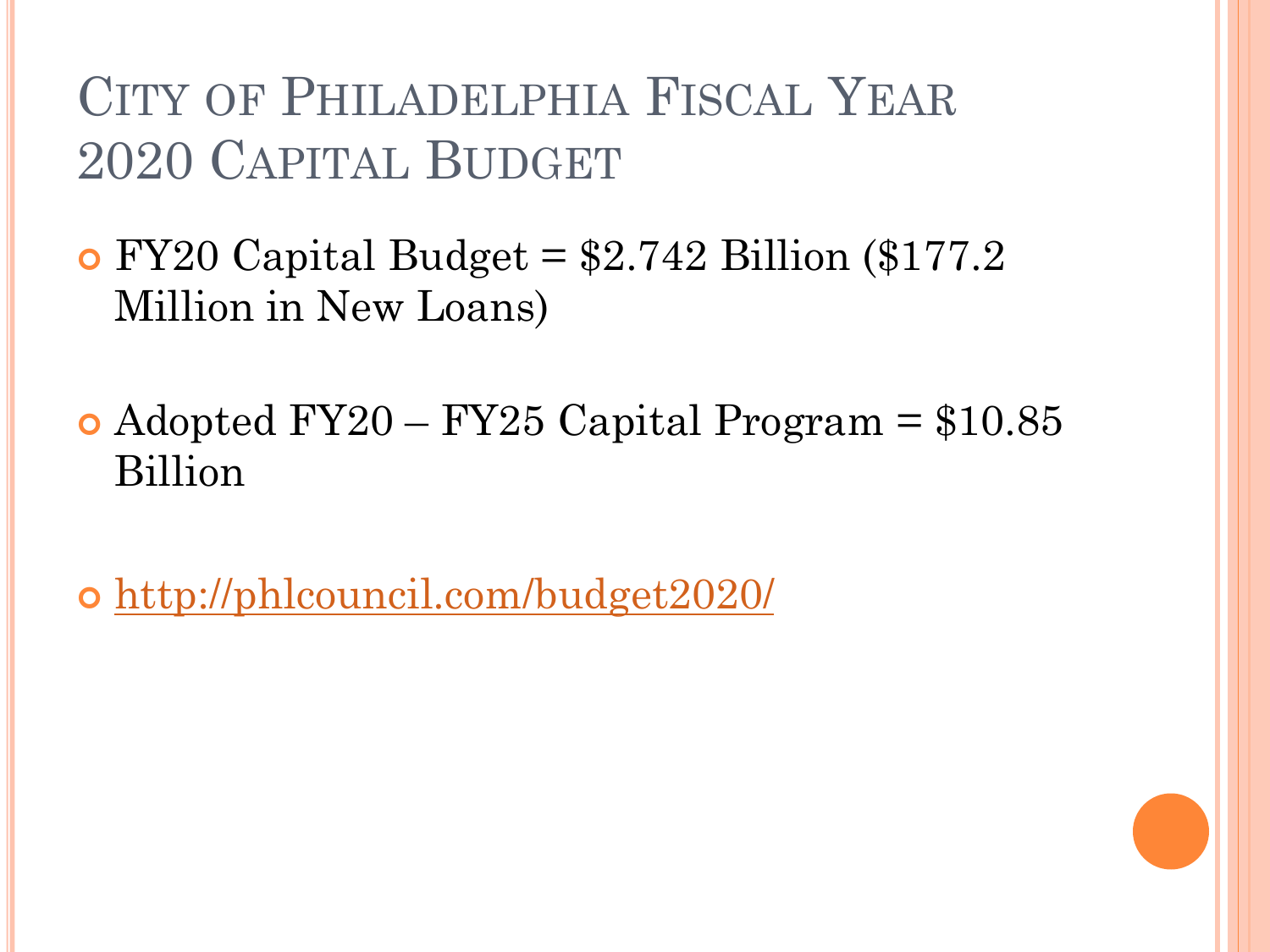# City of Philadelphia Fiscal Year 2020 Capital Budget

- FY20 Capital Budget = $2.742 Billion ($177.2 Million in New Loans)
- Adopted FY20 – FY25 Capital Program = $10.85 Billion
- http://phlcouncil.com/budget2020/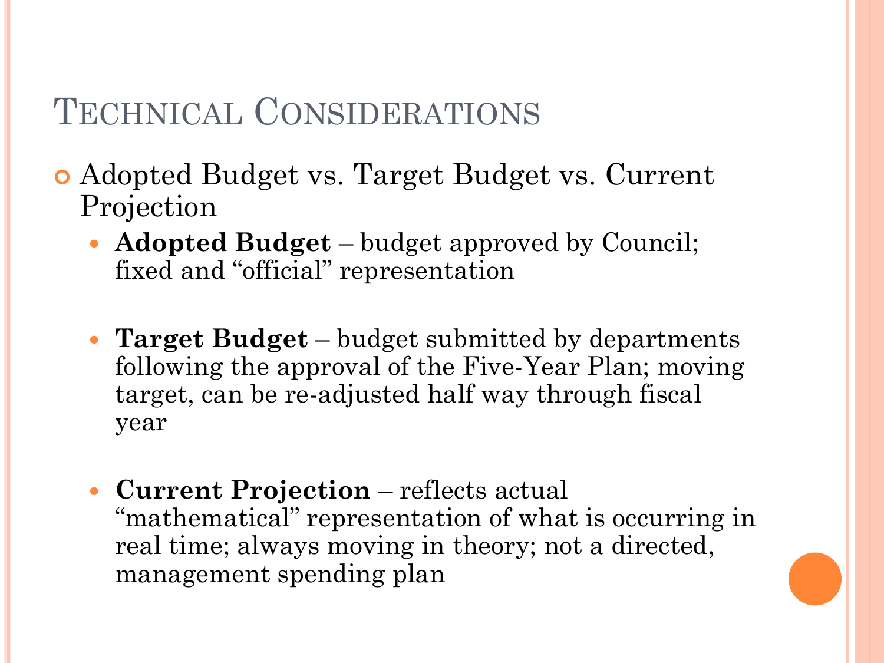# Technical Considerations

- Adopted Budget vs. Target Budget vs. Current Projection
  - **Adopted Budget** – budget approved by Council; fixed and "official" representation
  - **Target Budget** – budget submitted by departments following the approval of the Five-Year Plan; moving target, can be re-adjusted half way through fiscal year
  - **Current Projection** – reflects actual "mathematical" representation of what is occurring in real time; always moving in theory; not a directed, management spending plan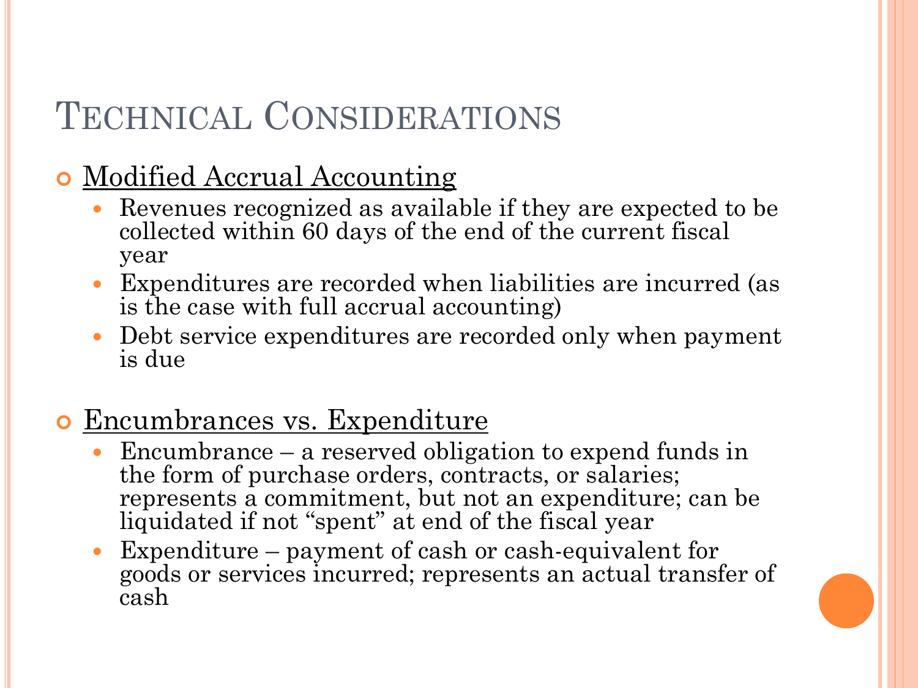# Technical Considerations

- Modified Accrual Accounting
  - Revenues recognized as available if they are expected to be collected within 60 days of the end of the current fiscal year
  - Expenditures are recorded when liabilities are incurred (as is the case with full accrual accounting)
  - Debt service expenditures are recorded only when payment is due

- Encumbrances vs. Expenditure
  - Encumbrance – a reserved obligation to expend funds in the form of purchase orders, contracts, or salaries; represents a commitment, but not an expenditure; can be liquidated if not "spent" at end of the fiscal year
  - Expenditure – payment of cash or cash-equivalent for goods or services incurred; represents an actual transfer of cash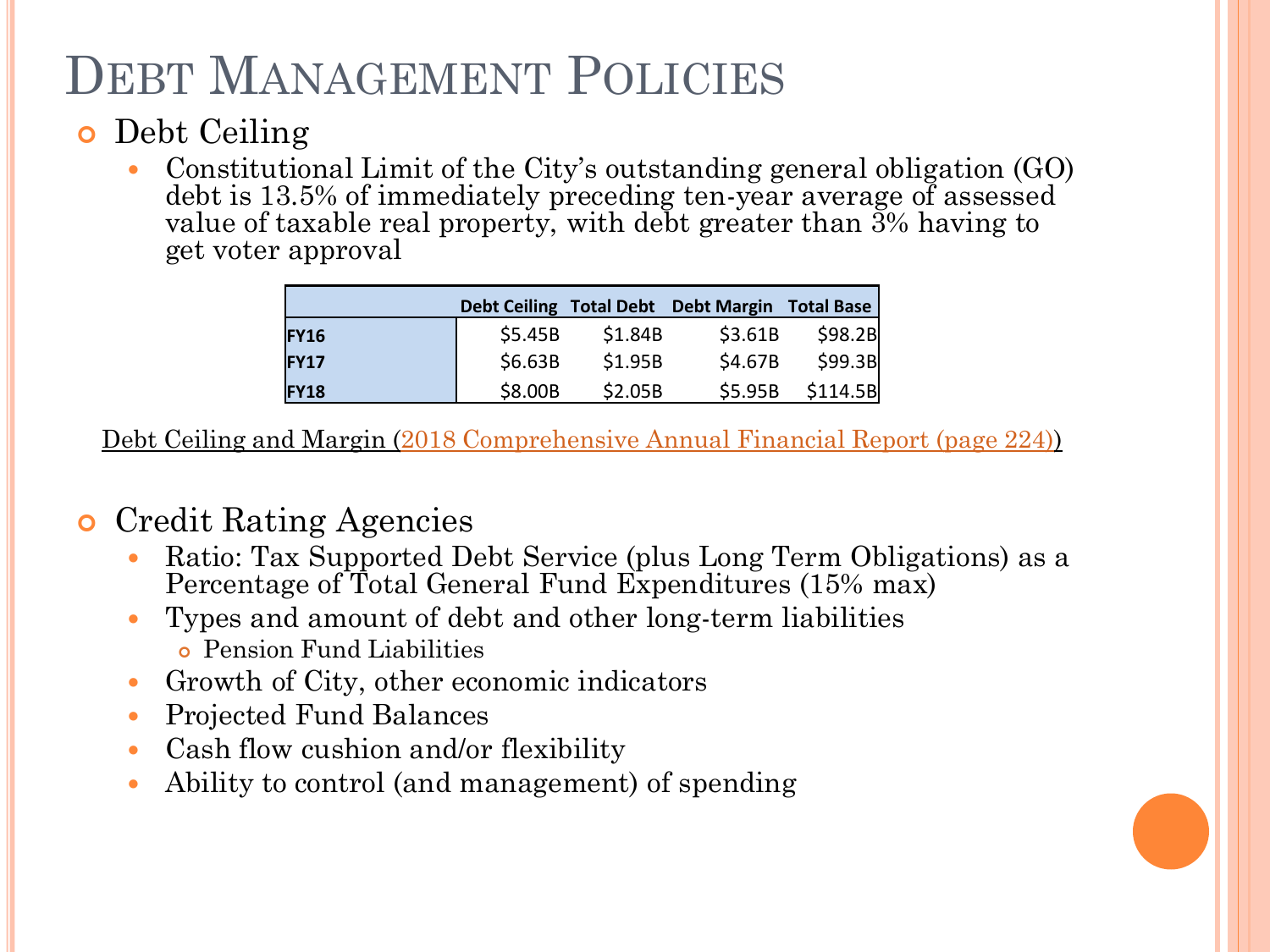# Debt Management Policies

- Debt Ceiling
  - Constitutional Limit of the City's outstanding general obligation (GO) debt is 13.5% of immediately preceding ten-year average of assessed value of taxable real property, with debt greater than 3% having to get voter approval

| | Debt Ceiling | Total Debt | Debt Margin | Total Base |
|---|---|---|---|---|
| **FY16** | $5.45B | $1.84B | $3.61B | $98.2B |
| **FY17** | $6.63B | $1.95B | $4.67B | $99.3B |
| **FY18** | $8.00B | $2.05B | $5.95B | $114.5B |

Debt Ceiling and Margin (2018 Comprehensive Annual Financial Report (page 224))

- Credit Rating Agencies
  - Ratio: Tax Supported Debt Service (plus Long Term Obligations) as a Percentage of Total General Fund Expenditures (15% max)
  - Types and amount of debt and other long-term liabilities
    - Pension Fund Liabilities
  - Growth of City, other economic indicators
  - Projected Fund Balances
  - Cash flow cushion and/or flexibility
  - Ability to control (and management) of spending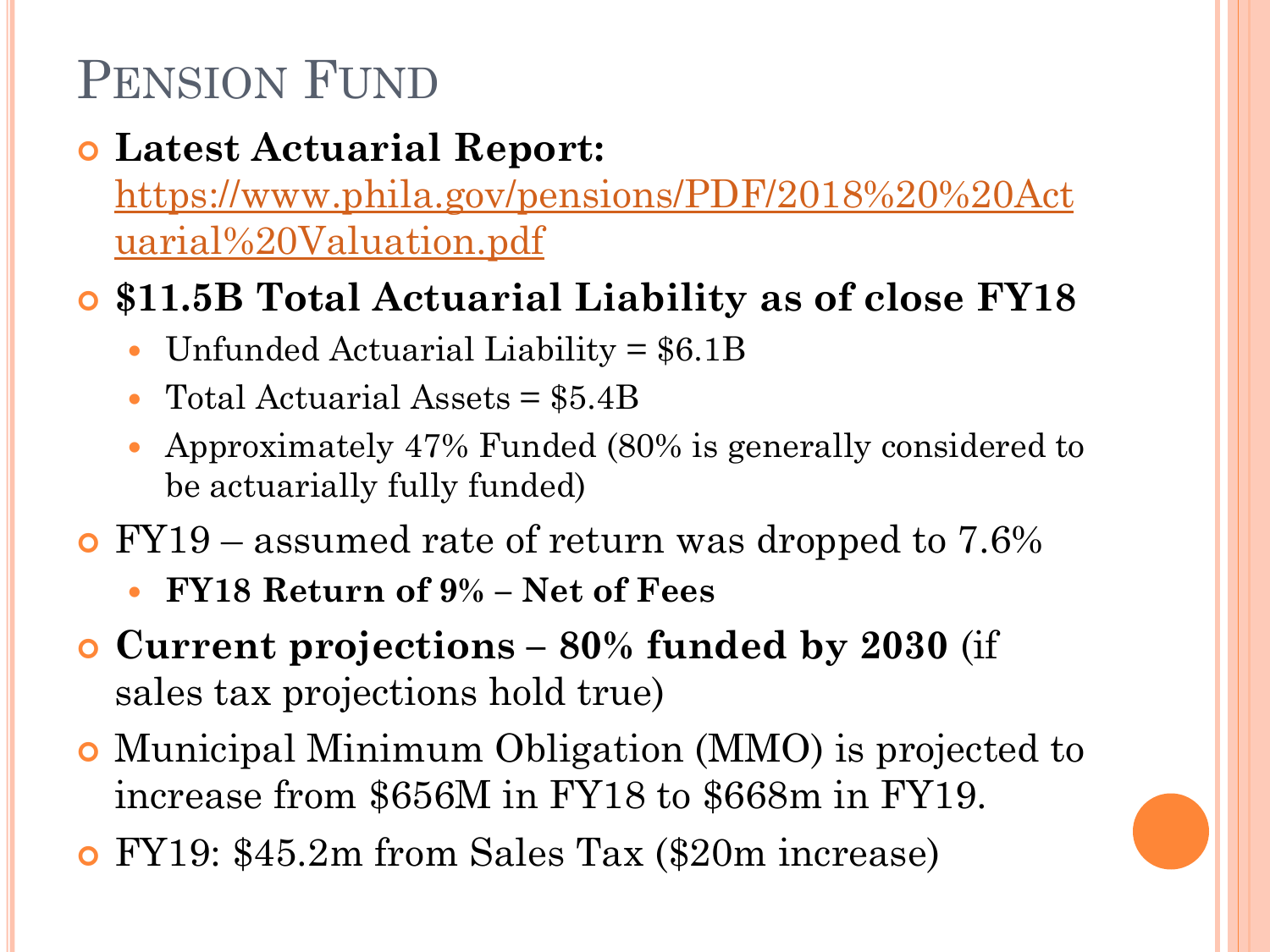# Pension Fund

- **Latest Actuarial Report:** [https://www.phila.gov/pensions/PDF/2018%20%20Actuarial%20Valuation.pdf](https://www.phila.gov/pensions/PDF/2018%20%20Actuarial%20Valuation.pdf)
- **$11.5B Total Actuarial Liability as of close FY18**
  - Unfunded Actuarial Liability = $6.1B
  - Total Actuarial Assets = $5.4B
  - Approximately 47% Funded (80% is generally considered to be actuarially fully funded)
- FY19 – assumed rate of return was dropped to 7.6%
  - **FY18 Return of 9% – Net of Fees**
- **Current projections – 80% funded by 2030** (if sales tax projections hold true)
- Municipal Minimum Obligation (MMO) is projected to increase from $656M in FY18 to $668m in FY19.
- FY19: $45.2m from Sales Tax ($20m increase)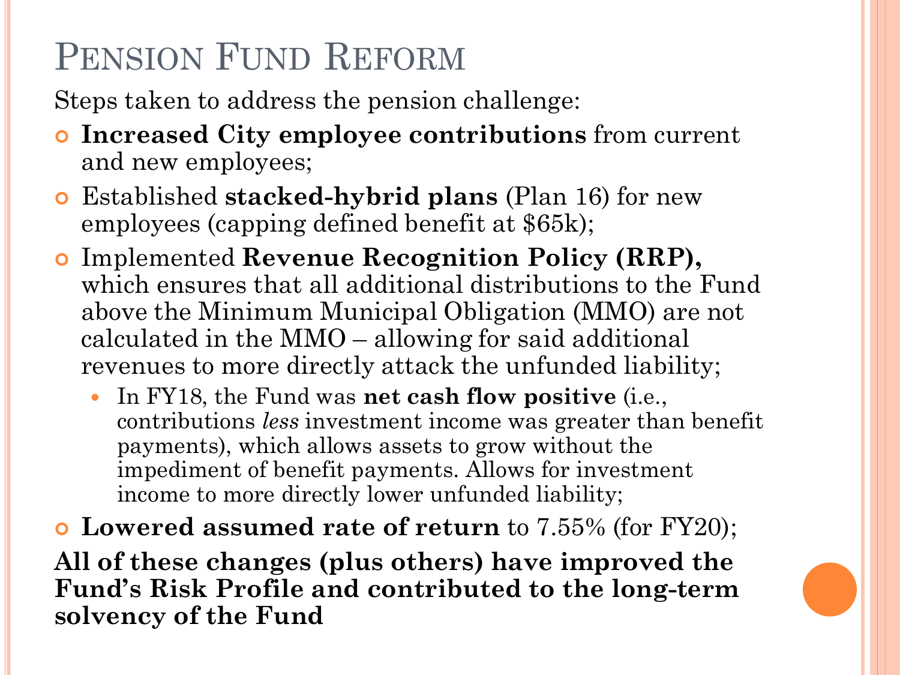# Pension Fund Reform

Steps taken to address the pension challenge:

- **Increased City employee contributions** from current and new employees;
- Established **stacked-hybrid plans** (Plan 16) for new employees (capping defined benefit at $65k);
- Implemented **Revenue Recognition Policy (RRP),** which ensures that all additional distributions to the Fund above the Minimum Municipal Obligation (MMO) are not calculated in the MMO – allowing for said additional revenues to more directly attack the unfunded liability;
  - In FY18, the Fund was **net cash flow positive** (i.e., contributions *less* investment income was greater than benefit payments), which allows assets to grow without the impediment of benefit payments. Allows for investment income to more directly lower unfunded liability;
- **Lowered assumed rate of return** to 7.55% (for FY20);

**All of these changes (plus others) have improved the Fund's Risk Profile and contributed to the long-term solvency of the Fund**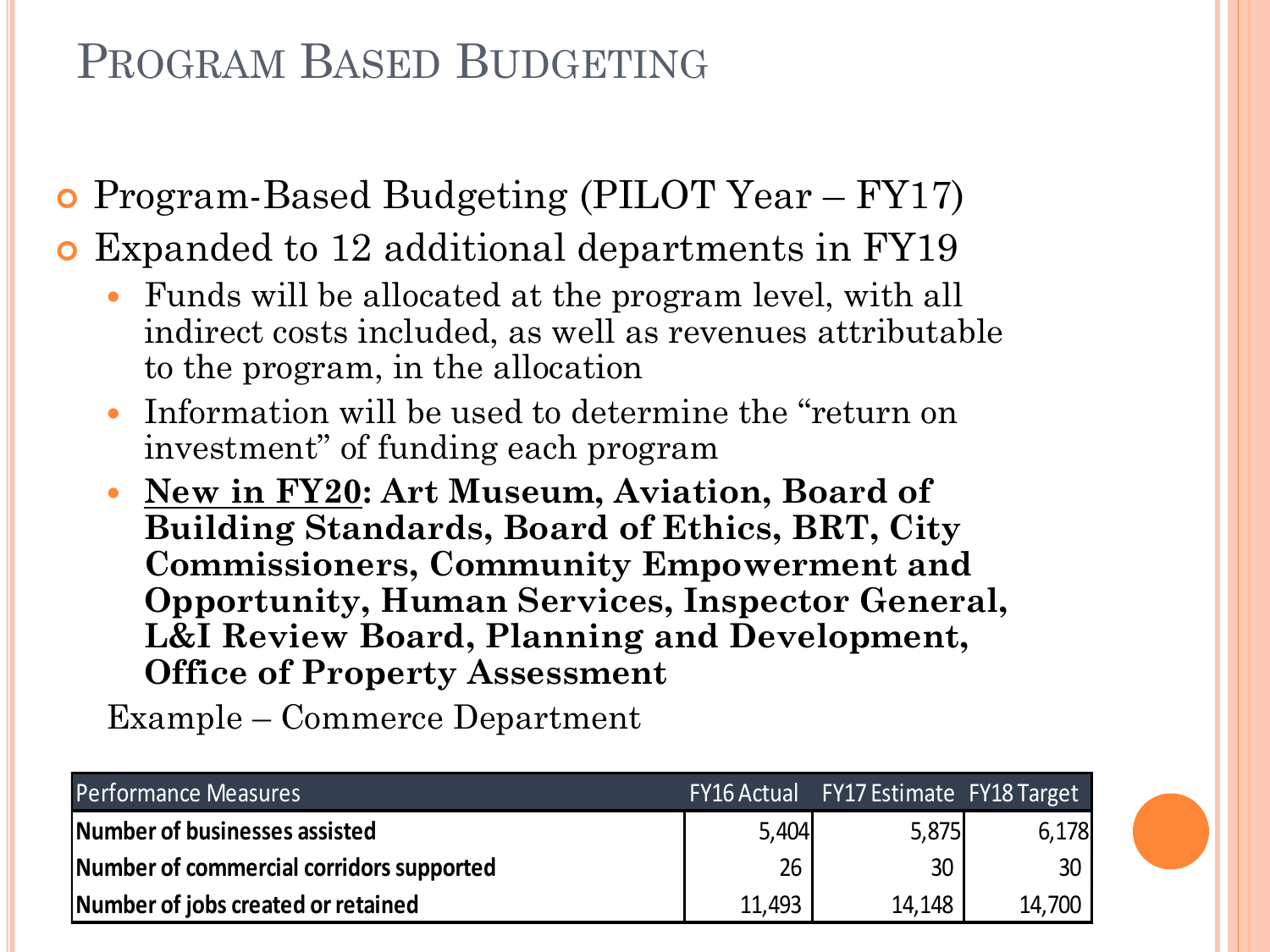# Program Based Budgeting

- Program-Based Budgeting (PILOT Year – FY17)
- Expanded to 12 additional departments in FY19
  - Funds will be allocated at the program level, with all indirect costs included, as well as revenues attributable to the program, in the allocation
  - Information will be used to determine the "return on investment" of funding each program
  - **New in FY20: Art Museum, Aviation, Board of Building Standards, Board of Ethics, BRT, City Commissioners, Community Empowerment and Opportunity, Human Services, Inspector General, L&I Review Board, Planning and Development, Office of Property Assessment**

Example – Commerce Department

| Performance Measures | FY16 Actual | FY17 Estimate | FY18 Target |
|---|---|---|---|
| **Number of businesses assisted** | 5,404 | 5,875 | 6,178 |
| **Number of commercial corridors supported** | 26 | 30 | 30 |
| **Number of jobs created or retained** | 11,493 | 14,148 | 14,700 |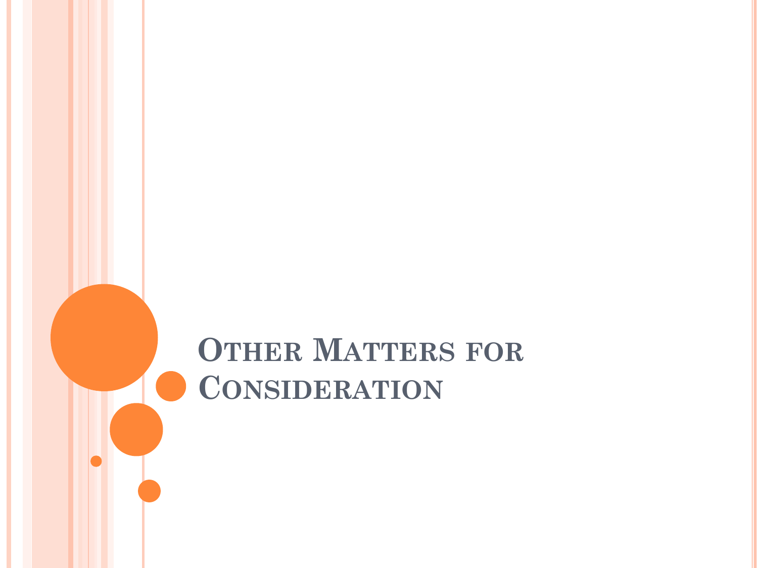# Other Matters for Consideration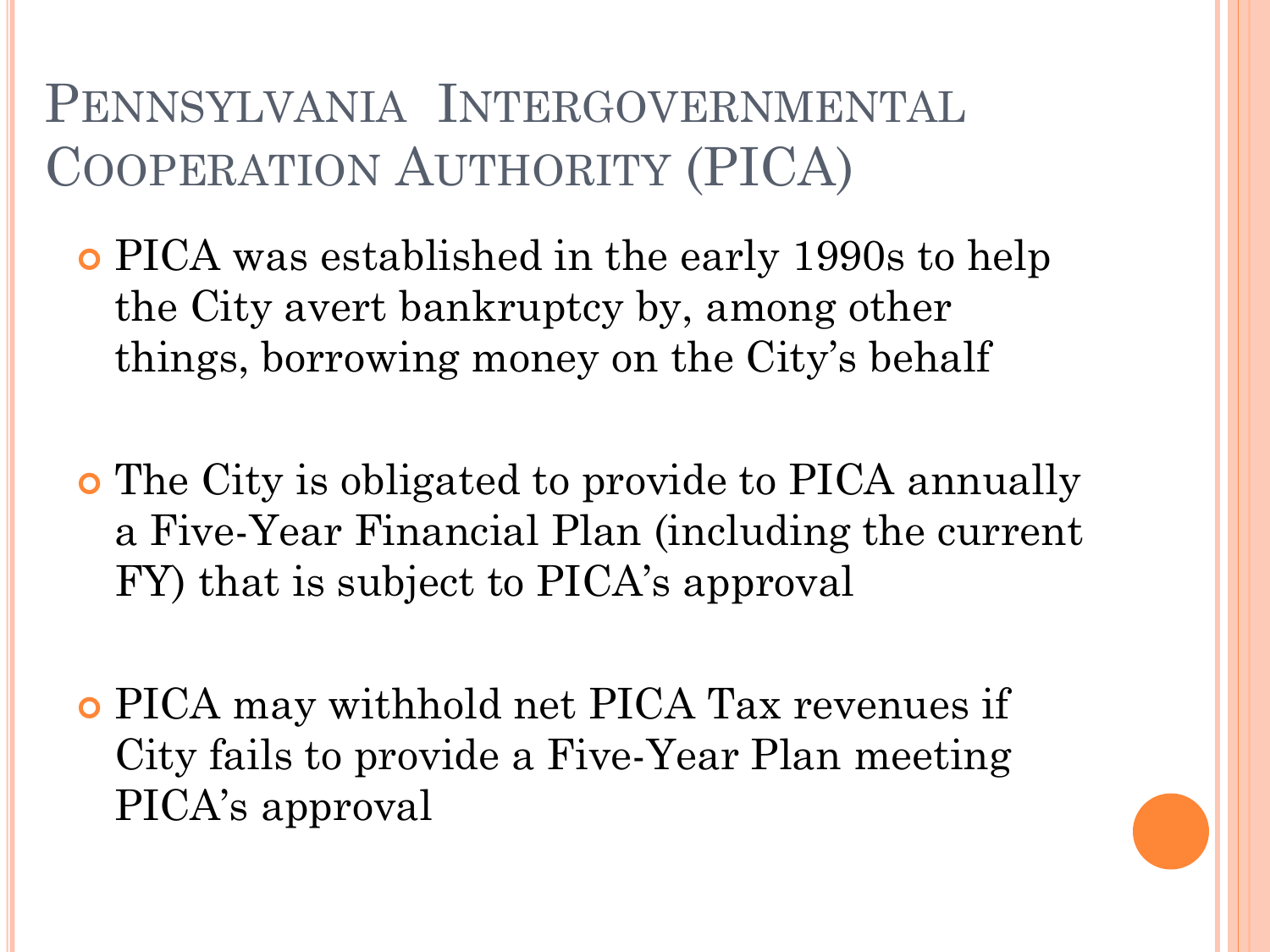# Pennsylvania Intergovernmental Cooperation Authority (PICA)

- PICA was established in the early 1990s to help the City avert bankruptcy by, among other things, borrowing money on the City's behalf
- The City is obligated to provide to PICA annually a Five-Year Financial Plan (including the current FY) that is subject to PICA's approval
- PICA may withhold net PICA Tax revenues if City fails to provide a Five-Year Plan meeting PICA's approval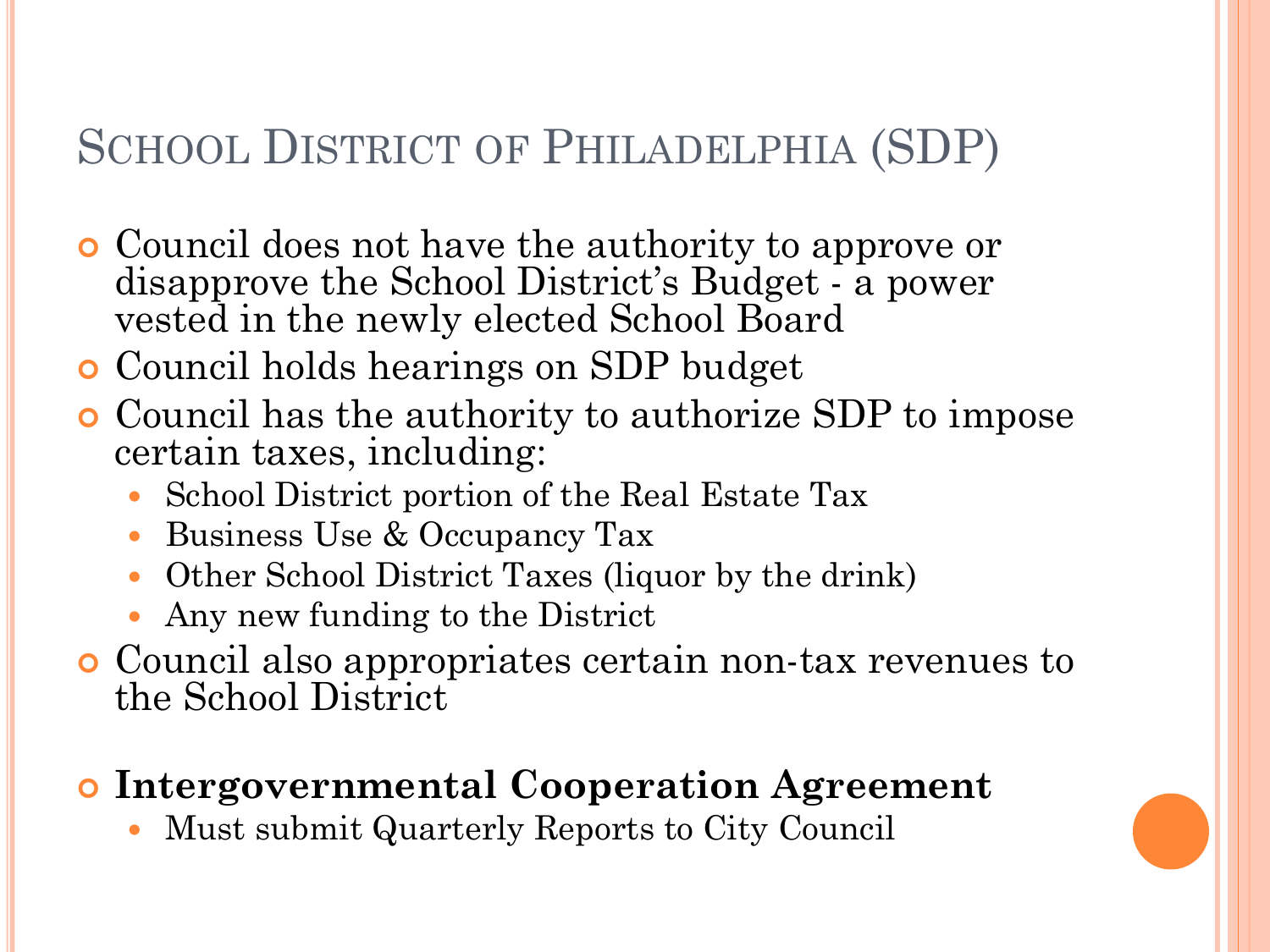# School District of Philadelphia (SDP)

- Council does not have the authority to approve or disapprove the School District's Budget - a power vested in the newly elected School Board
- Council holds hearings on SDP budget
- Council has the authority to authorize SDP to impose certain taxes, including:
  - School District portion of the Real Estate Tax
  - Business Use & Occupancy Tax
  - Other School District Taxes (liquor by the drink)
  - Any new funding to the District
- Council also appropriates certain non-tax revenues to the School District

- **Intergovernmental Cooperation Agreement**
  - Must submit Quarterly Reports to City Council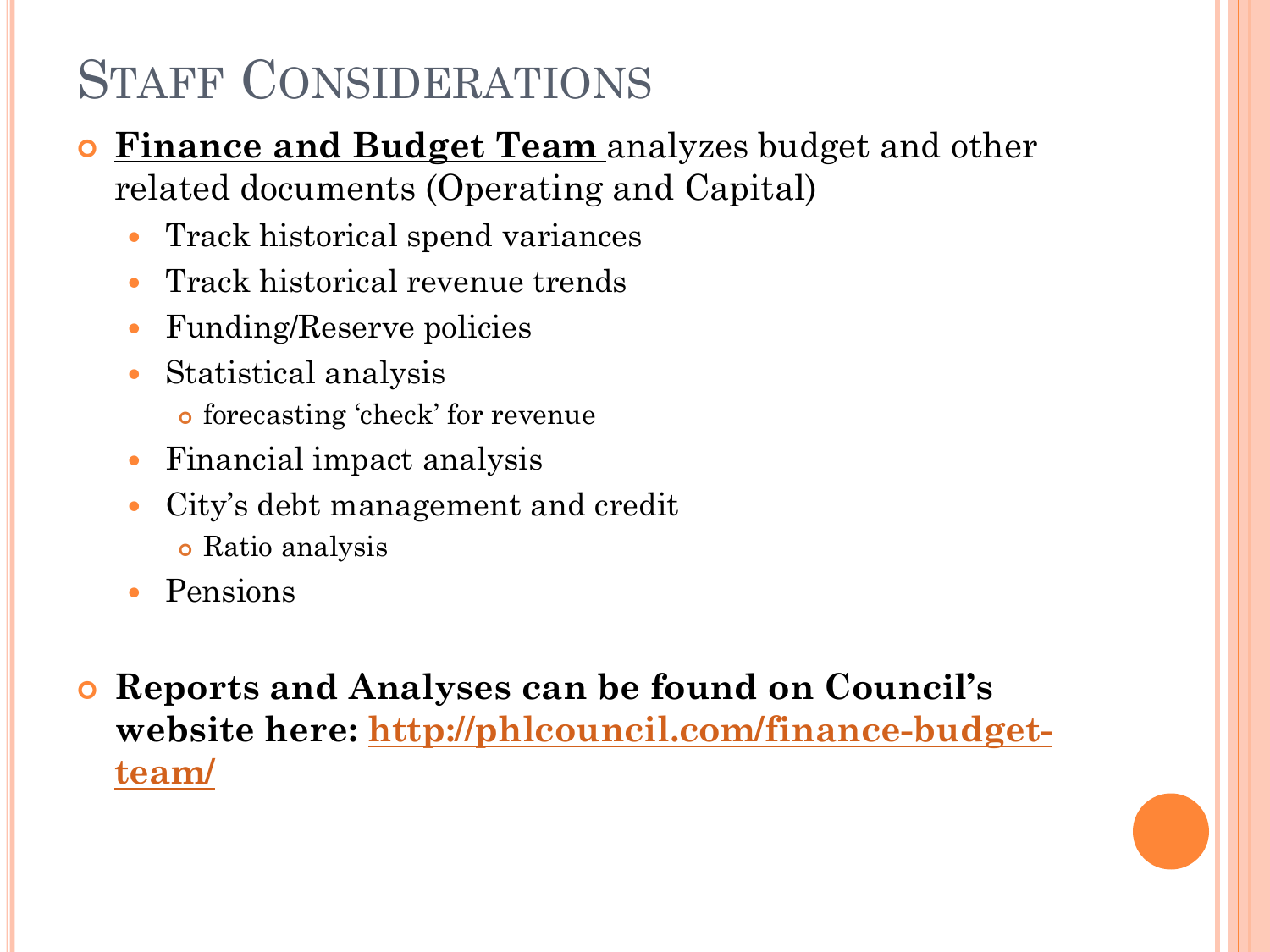# Staff Considerations

- **Finance and Budget Team** analyzes budget and other related documents (Operating and Capital)
  - Track historical spend variances
  - Track historical revenue trends
  - Funding/Reserve policies
  - Statistical analysis
    - forecasting 'check' for revenue
  - Financial impact analysis
  - City's debt management and credit
    - Ratio analysis
  - Pensions

- **Reports and Analyses can be found on Council's website here: http://phlcouncil.com/finance-budget-team/**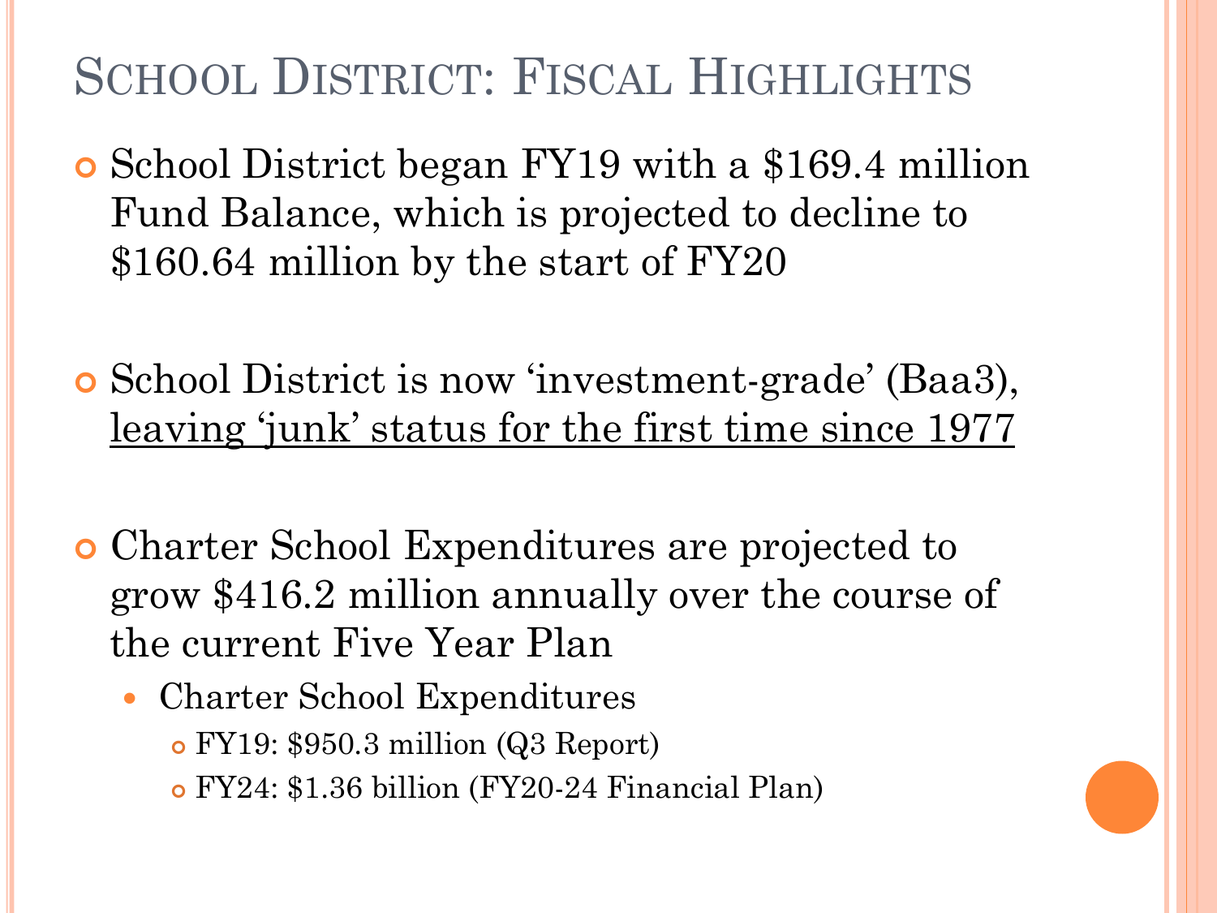# School District: Fiscal Highlights

- School District began FY19 with a $169.4 million Fund Balance, which is projected to decline to $160.64 million by the start of FY20

- School District is now 'investment-grade' (Baa3), <u>leaving 'junk' status for the first time since 1977</u>

- Charter School Expenditures are projected to grow $416.2 million annually over the course of the current Five Year Plan
  - Charter School Expenditures
    - FY19: $950.3 million (Q3 Report)
    - FY24: $1.36 billion (FY20-24 Financial Plan)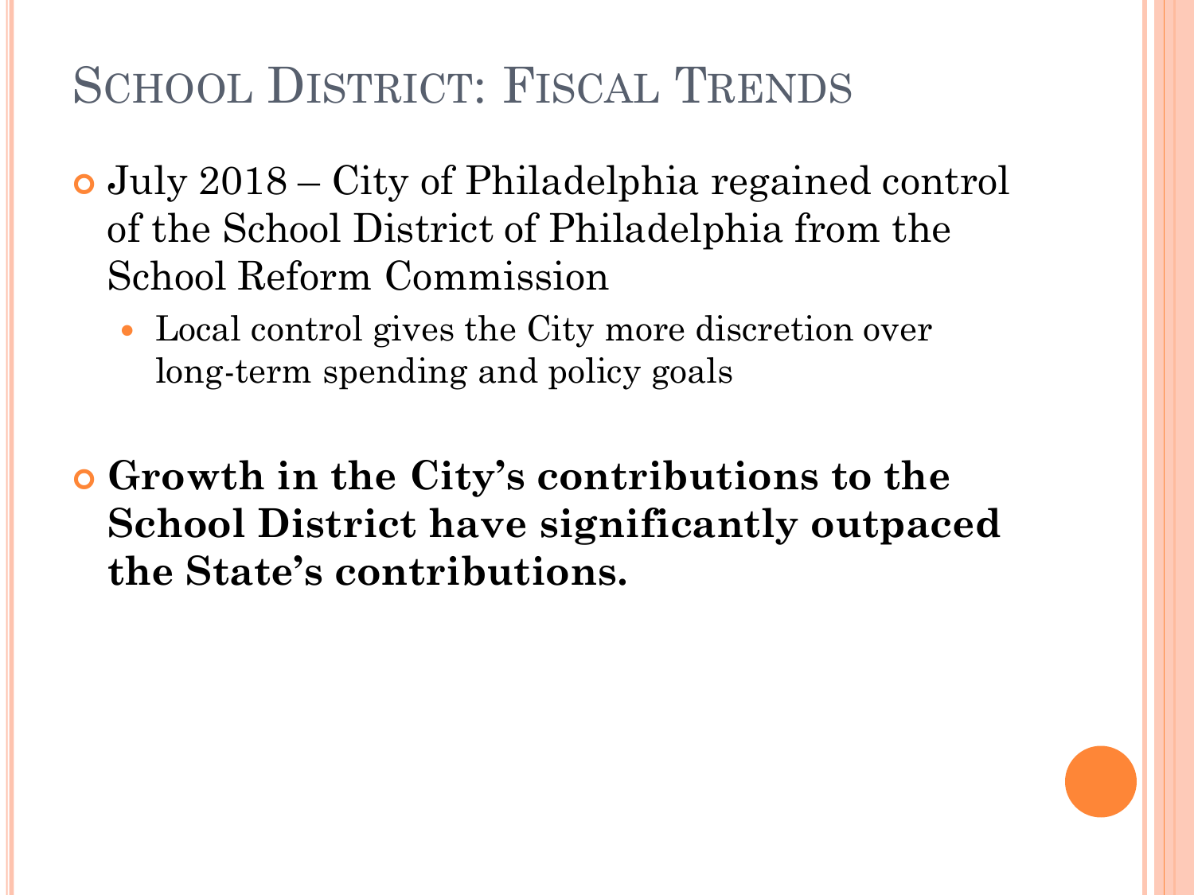# School District: Fiscal Trends

- July 2018 – City of Philadelphia regained control of the School District of Philadelphia from the School Reform Commission
  - Local control gives the City more discretion over long-term spending and policy goals

- **Growth in the City's contributions to the School District have significantly outpaced the State's contributions.**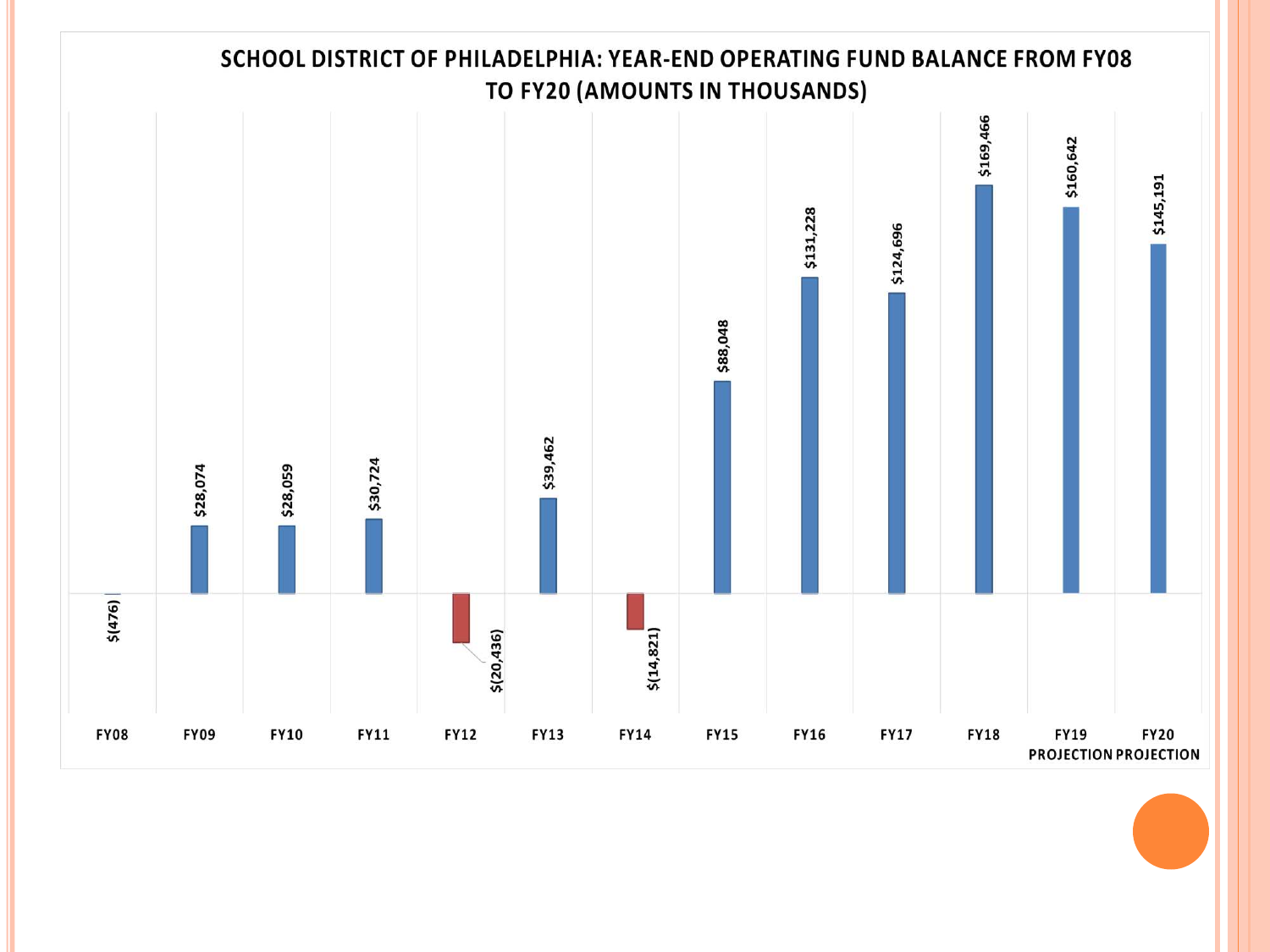## SCHOOL DISTRICT OF PHILADELPHIA: YEAR-END OPERATING FUND BALANCE FROM FY08 TO FY20 (AMOUNTS IN THOUSANDS)

| Fiscal Year | Year-End Operating Fund Balance |
| --- | --- |
| FY08 | $(476) |
| FY09 | $28,074 |
| FY10 | $28,059 |
| FY11 | $30,724 |
| FY12 | $(20,436) |
| FY13 | $39,462 |
| FY14 | $(14,821) |
| FY15 | $88,048 |
| FY16 | $131,228 |
| FY17 | $124,696 |
| FY18 | $169,466 |
| FY19 PROJECTION | $160,642 |
| FY20 PROJECTION | $145,191 |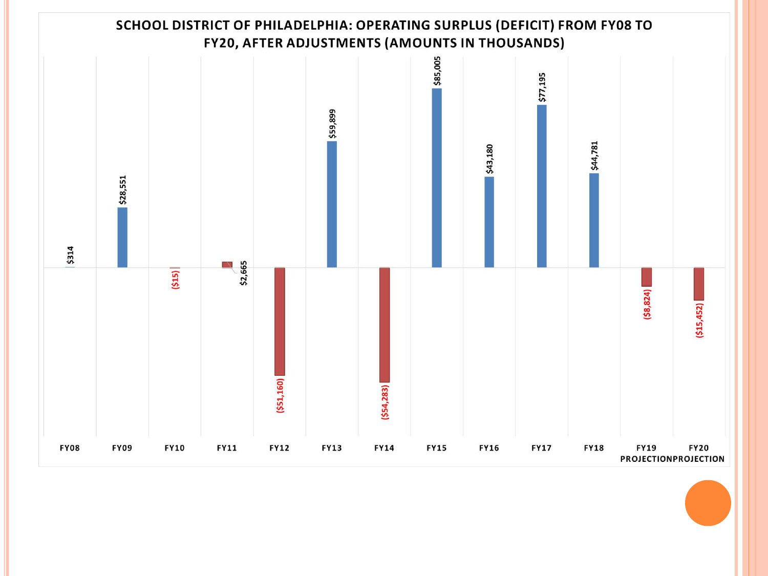## SCHOOL DISTRICT OF PHILADELPHIA: OPERATING SURPLUS (DEFICIT) FROM FY08 TO FY20, AFTER ADJUSTMENTS (AMOUNTS IN THOUSANDS)

| Fiscal Year | Operating Surplus (Deficit) |
|---|---|
| FY08 | $314 |
| FY09 | $28,551 |
| FY10 | ($15) |
| FY11 | $2,665 |
| FY12 | ($51,160) |
| FY13 | $59,899 |
| FY14 | ($54,283) |
| FY15 | $85,005 |
| FY16 | $43,180 |
| FY17 | $77,195 |
| FY18 | $44,781 |
| FY19 PROJECTION | ($8,824) |
| FY20 PROJECTION | ($15,452) |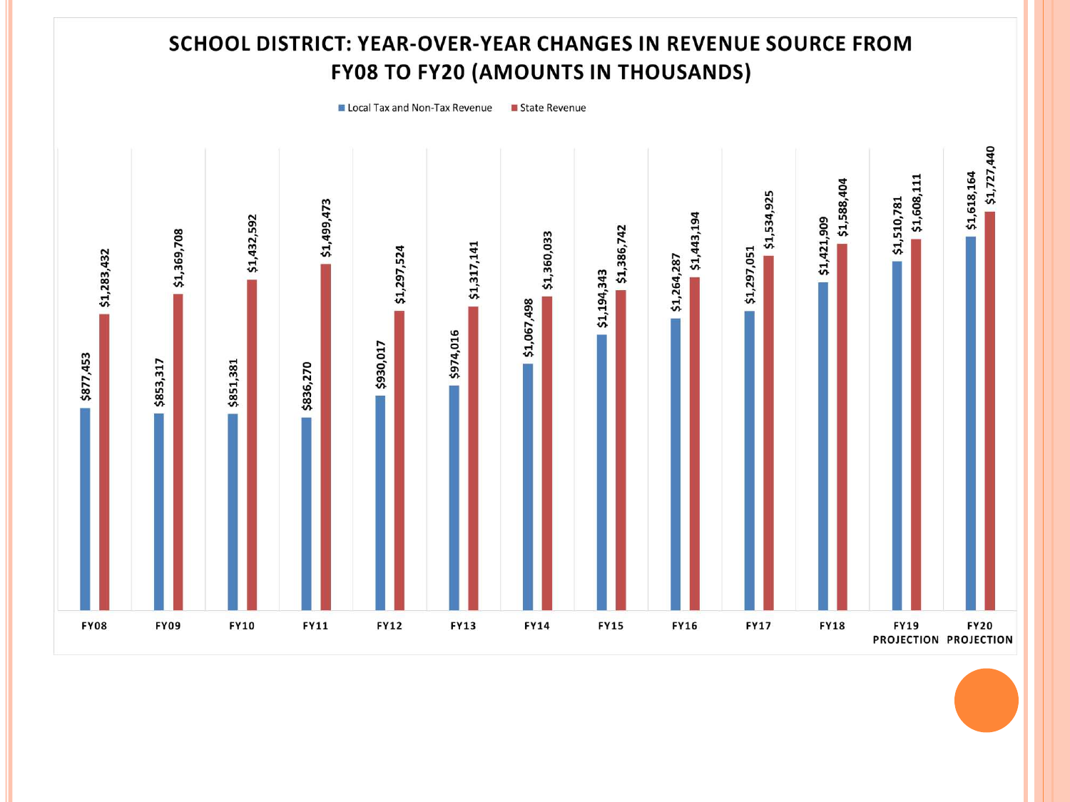# SCHOOL DISTRICT: YEAR-OVER-YEAR CHANGES IN REVENUE SOURCE FROM FY08 TO FY20 (AMOUNTS IN THOUSANDS)

| Fiscal Year | Local Tax and Non-Tax Revenue | State Revenue |
|---|---|---|
| FY08 | $877,453 | $1,283,432 |
| FY09 | $853,317 | $1,369,708 |
| FY10 | $851,381 | $1,432,592 |
| FY11 | $836,270 | $1,499,473 |
| FY12 | $930,017 | $1,297,524 |
| FY13 | $974,016 | $1,317,141 |
| FY14 | $1,067,498 | $1,360,033 |
| FY15 | $1,194,343 | $1,386,742 |
| FY16 | $1,264,287 | $1,443,194 |
| FY17 | $1,297,051 | $1,534,925 |
| FY18 | $1,421,909 | $1,588,404 |
| FY19 PROJECTION | $1,510,781 | $1,608,111 |
| FY20 PROJECTION | $1,618,164 | $1,727,440 |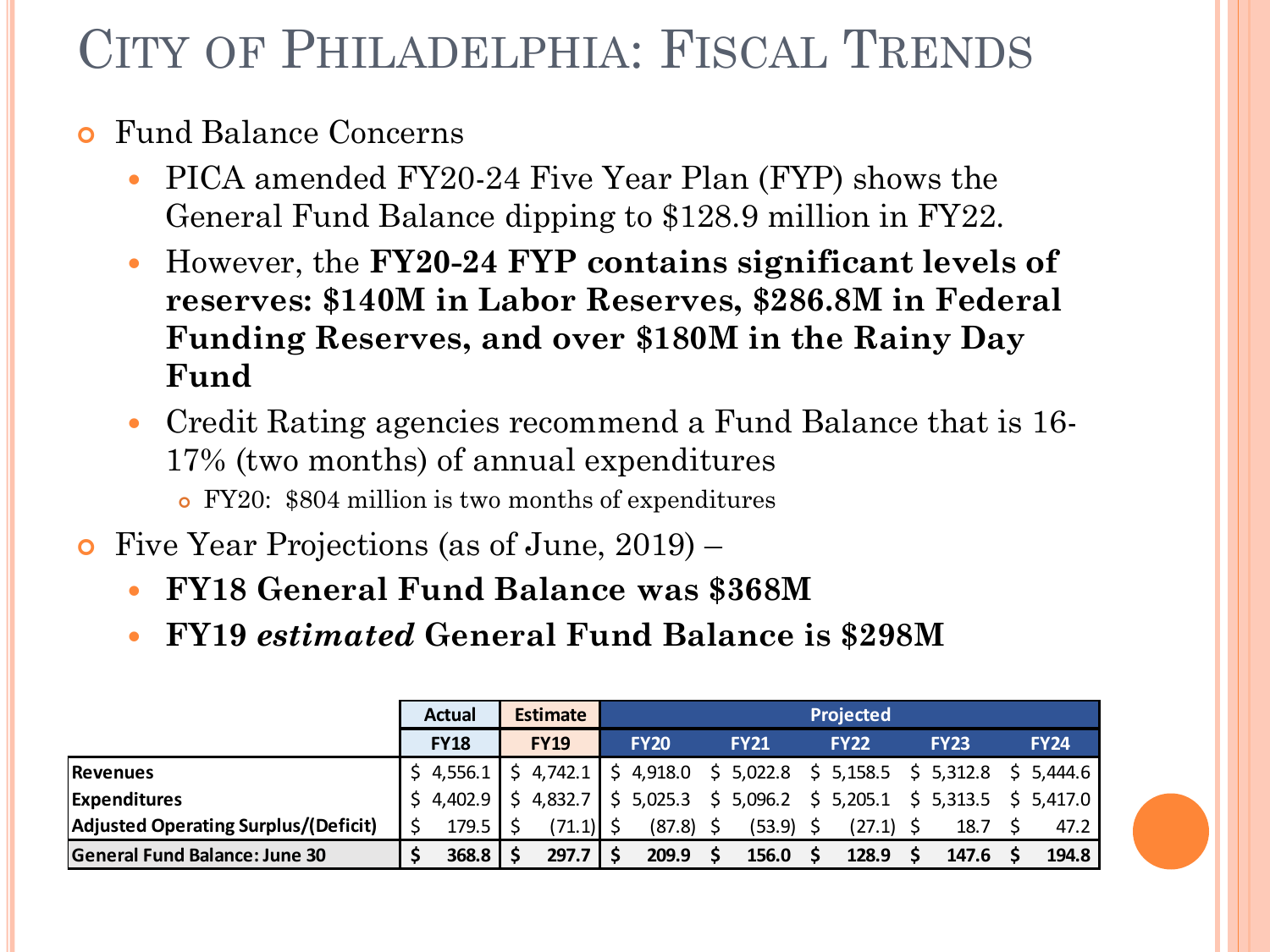# City of Philadelphia: Fiscal Trends

- Fund Balance Concerns
  - PICA amended FY20-24 Five Year Plan (FYP) shows the General Fund Balance dipping to $128.9 million in FY22.
  - However, the **FY20-24 FYP contains significant levels of reserves: $140M in Labor Reserves, $286.8M in Federal Funding Reserves, and over $180M in the Rainy Day Fund**
  - Credit Rating agencies recommend a Fund Balance that is 16-17% (two months) of annual expenditures
    - FY20: $804 million is two months of expenditures
- Five Year Projections (as of June, 2019) –
  - **FY18 General Fund Balance was $368M**
  - **FY19 *estimated* General Fund Balance is $298M**

| | Actual | Estimate | Projected | | | | |
|---|---|---|---|---|---|---|---|
| | FY18 | FY19 | FY20 | FY21 | FY22 | FY23 | FY24 |
| Revenues | $ 4,556.1 | $ 4,742.1 | $ 4,918.0 | $ 5,022.8 | $ 5,158.5 | $ 5,312.8 | $ 5,444.6 |
| Expenditures | $ 4,402.9 | $ 4,832.7 | $ 5,025.3 | $ 5,096.2 | $ 5,205.1 | $ 5,313.5 | $ 5,417.0 |
| Adjusted Operating Surplus/(Deficit) | $ 179.5 | $ (71.1) | $ (87.8) | $ (53.9) | $ (27.1) | $ 18.7 | $ 47.2 |
| **General Fund Balance: June 30** | **$ 368.8** | **$ 297.7** | **$ 209.9** | **$ 156.0** | **$ 128.9** | **$ 147.6** | **$ 194.8** |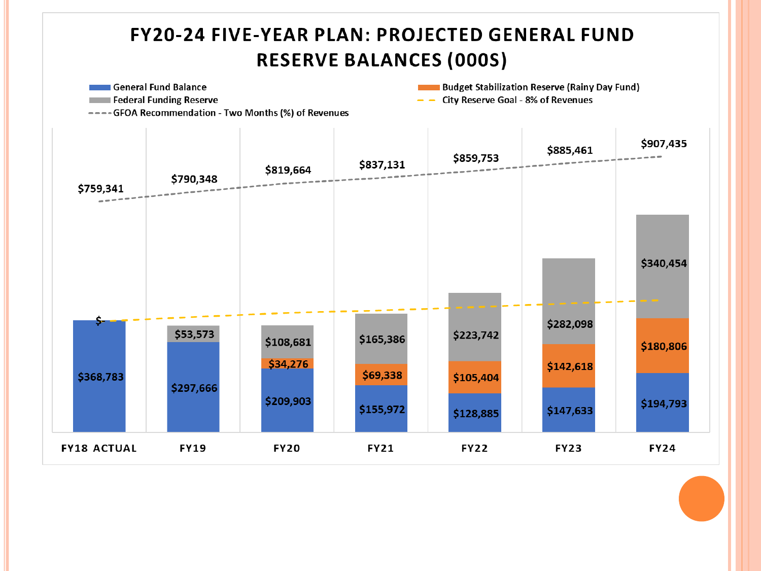# FY20-24 FIVE-YEAR PLAN: PROJECTED GENERAL FUND RESERVE BALANCES (000S)

| | FY18 ACTUAL | FY19 | FY20 | FY21 | FY22 | FY23 | FY24 |
|---|---|---|---|---|---|---|---|
| General Fund Balance | $368,783 | $297,666 | $209,903 | $155,972 | $128,885 | $147,633 | $194,793 |
| Budget Stabilization Reserve (Rainy Day Fund) | | | $34,276 | $69,338 | $105,404 | $142,618 | $180,806 |
| Federal Funding Reserve | $- | $53,573 | $108,681 | $165,386 | $223,742 | $282,098 | $340,454 |
| GFOA Recommendation - Two Months (%) of Revenues | $759,341 | $790,348 | $819,664 | $837,131 | $859,753 | $885,461 | $907,435 |

City Reserve Goal - 8% of Revenues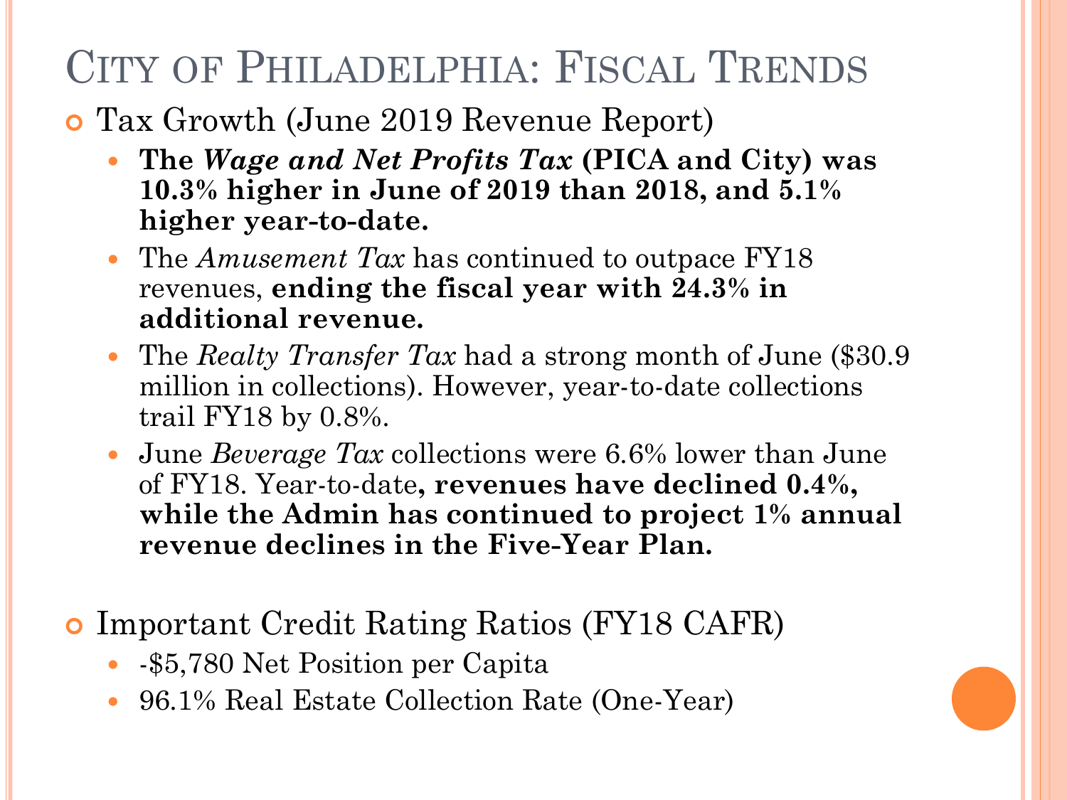# City of Philadelphia: Fiscal Trends

- Tax Growth (June 2019 Revenue Report)
  - **The *Wage and Net Profits Tax* (PICA and City) was 10.3% higher in June of 2019 than 2018, and 5.1% higher year-to-date.**
  - The *Amusement Tax* has continued to outpace FY18 revenues, **ending the fiscal year with 24.3% in additional revenue.**
  - The *Realty Transfer Tax* had a strong month of June ($30.9 million in collections). However, year-to-date collections trail FY18 by 0.8%.
  - June *Beverage Tax* collections were 6.6% lower than June of FY18. Year-to-date**, revenues have declined 0.4%, while the Admin has continued to project 1% annual revenue declines in the Five-Year Plan.**

- Important Credit Rating Ratios (FY18 CAFR)
  - -$5,780 Net Position per Capita
  - 96.1% Real Estate Collection Rate (One-Year)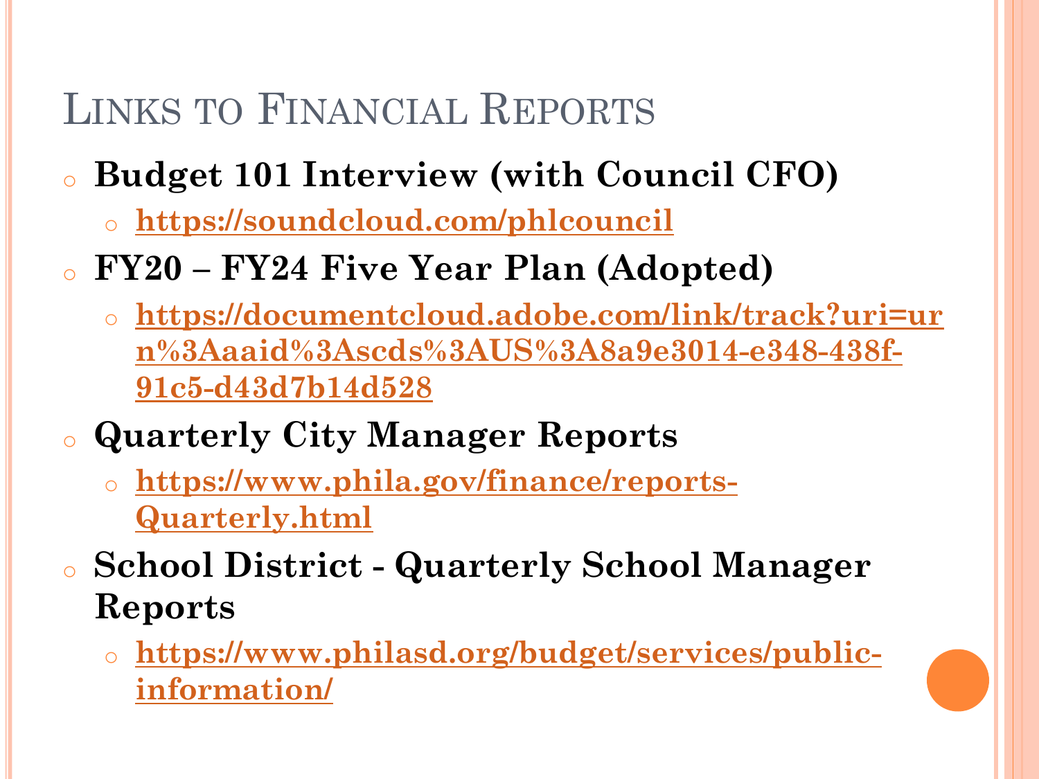# Links to Financial Reports

- **Budget 101 Interview (with Council CFO)**
  - **https://soundcloud.com/phlcouncil**
- **FY20 – FY24 Five Year Plan (Adopted)**
  - **https://documentcloud.adobe.com/link/track?uri=urn%3Aaaid%3Ascds%3AUS%3A8a9e3014-e348-438f-91c5-d43d7b14d528**
- **Quarterly City Manager Reports**
  - **https://www.phila.gov/finance/reports-Quarterly.html**
- **School District - Quarterly School Manager Reports**
  - **https://www.philasd.org/budget/services/public-information/**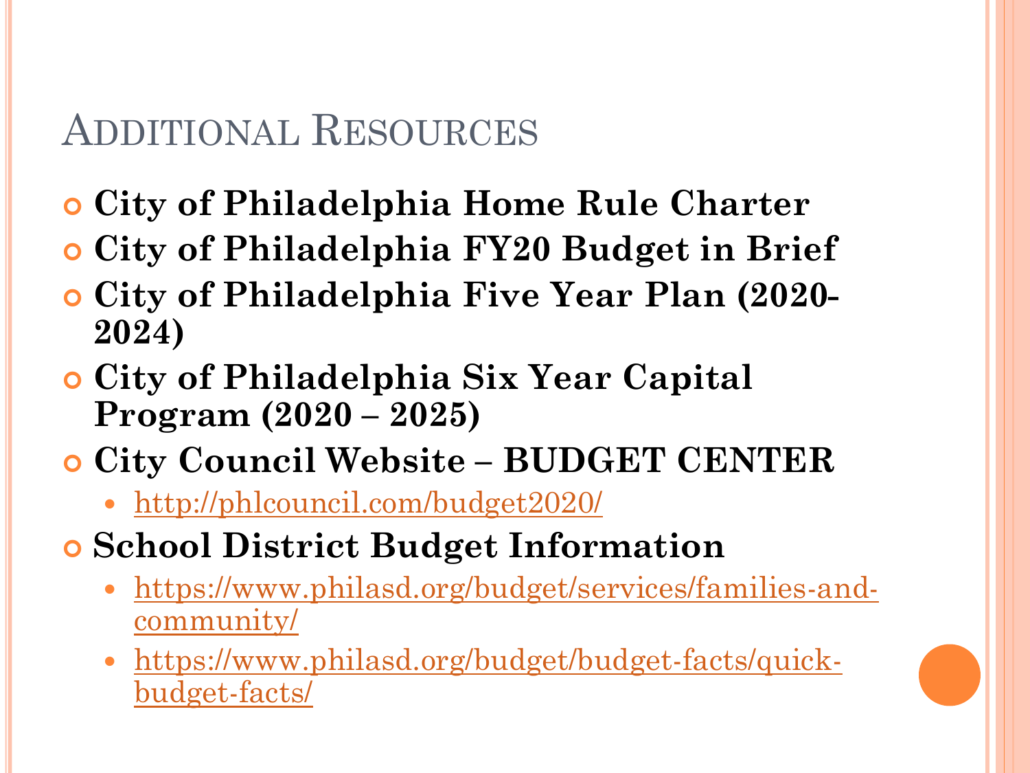# Additional Resources

- **City of Philadelphia Home Rule Charter**
- **City of Philadelphia FY20 Budget in Brief**
- **City of Philadelphia Five Year Plan (2020-2024)**
- **City of Philadelphia Six Year Capital Program (2020 – 2025)**
- **City Council Website – BUDGET CENTER**
  - http://phlcouncil.com/budget2020/
- **School District Budget Information**
  - https://www.philasd.org/budget/services/families-and-community/
  - https://www.philasd.org/budget/budget-facts/quick-budget-facts/